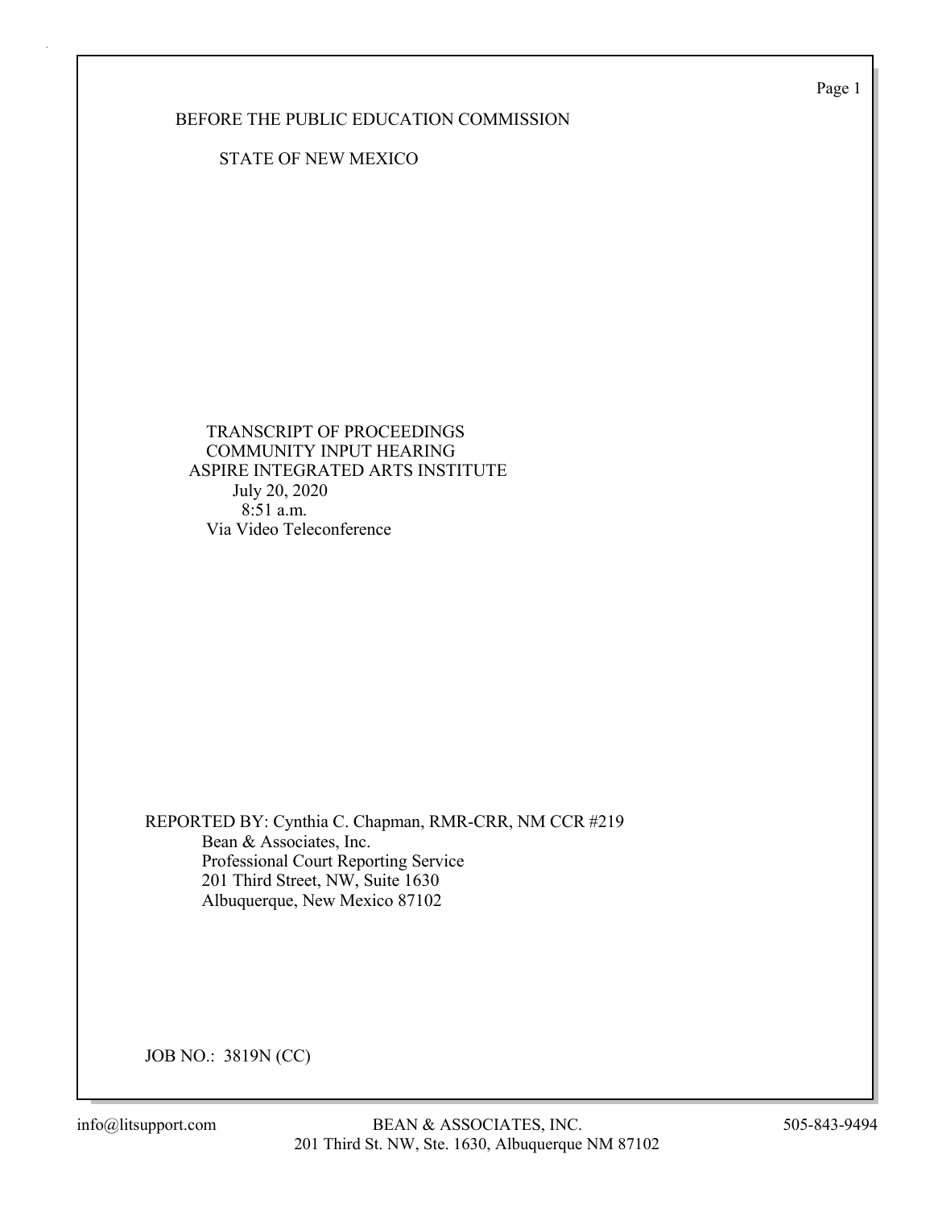BEFORE THE PUBLIC EDUCATION COMMISSION

STATE OF NEW MEXICO

TRANSCRIPT OF PROCEEDINGS
COMMUNITY INPUT HEARING
ASPIRE INTEGRATED ARTS INSTITUTE
July 20, 2020
8:51 a.m.
Via Video Teleconference

REPORTED BY: Cynthia C. Chapman, RMR-CRR, NM CCR #219
Bean & Associates, Inc.
Professional Court Reporting Service
201 Third Street, NW, Suite 1630
Albuquerque, New Mexico 87102

JOB NO.: 3819N (CC)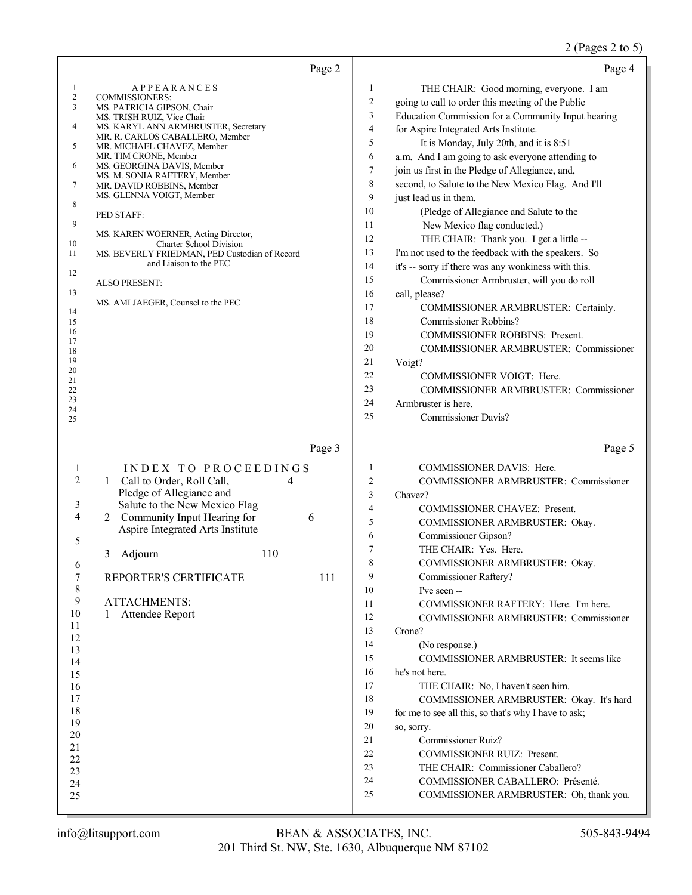## Page 2

APPEARANCES

COMMISSIONERS:

MS. PATRICIA GIPSON, Chair
MS. TRISH RUIZ, Vice Chair
MS. KARYL ANN ARMBRUSTER, Secretary
MR. R. CARLOS CABALLERO, Member
MR. MICHAEL CHAVEZ, Member
MR. TIM CRONE, Member
MS. GEORGINA DAVIS, Member
MS. M. SONIA RAFTERY, Member
MR. DAVID ROBBINS, Member
MS. GLENNA VOIGT, Member

PED STAFF:

MS. KAREN WOERNER, Acting Director, Charter School Division
MS. BEVERLY FRIEDMAN, PED Custodian of Record and Liaison to the PEC

ALSO PRESENT:

MS. AMI JAEGER, Counsel to the PEC

## Page 3

INDEX TO PROCEEDINGS

| | | |
|---|---|---|
| 1 | Call to Order, Roll Call, Pledge of Allegiance and Salute to the New Mexico Flag | 4 |
| 2 | Community Input Hearing for Aspire Integrated Arts Institute | 6 |
| 3 | Adjourn | 110 |
| | REPORTER'S CERTIFICATE | 111 |

ATTACHMENTS:

1 Attendee Report

## Page 4

THE CHAIR: Good morning, everyone. I am going to call to order this meeting of the Public Education Commission for a Community Input hearing for Aspire Integrated Arts Institute.

It is Monday, July 20th, and it is 8:51 a.m. And I am going to ask everyone attending to join us first in the Pledge of Allegiance, and, second, to Salute to the New Mexico Flag. And I'll just lead us in them.

(Pledge of Allegiance and Salute to the New Mexico flag conducted.)

THE CHAIR: Thank you. I get a little -- I'm not used to the feedback with the speakers. So it's -- sorry if there was any wonkiness with this.

Commissioner Armbruster, will you do roll call, please?

COMMISSIONER ARMBRUSTER: Certainly. Commissioner Robbins?

COMMISSIONER ROBBINS: Present.

COMMISSIONER ARMBRUSTER: Commissioner Voigt?

COMMISSIONER VOIGT: Here.

COMMISSIONER ARMBRUSTER: Commissioner Armbruster is here.

Commissioner Davis?

## Page 5

COMMISSIONER DAVIS: Here.

COMMISSIONER ARMBRUSTER: Commissioner Chavez?

COMMISSIONER CHAVEZ: Present.

COMMISSIONER ARMBRUSTER: Okay. Commissioner Gipson?

THE CHAIR: Yes. Here.

COMMISSIONER ARMBRUSTER: Okay. Commissioner Raftery?

I've seen --

COMMISSIONER RAFTERY: Here. I'm here.

COMMISSIONER ARMBRUSTER: Commissioner Crone?

(No response.)

COMMISSIONER ARMBRUSTER: It seems like he's not here.

THE CHAIR: No, I haven't seen him.

COMMISSIONER ARMBRUSTER: Okay. It's hard for me to see all this, so that's why I have to ask; so, sorry.

Commissioner Ruiz?

COMMISSIONER RUIZ: Present.

THE CHAIR: Commissioner Caballero?

COMMISSIONER CABALLERO: Présenté.

COMMISSIONER ARMBRUSTER: Oh, thank you.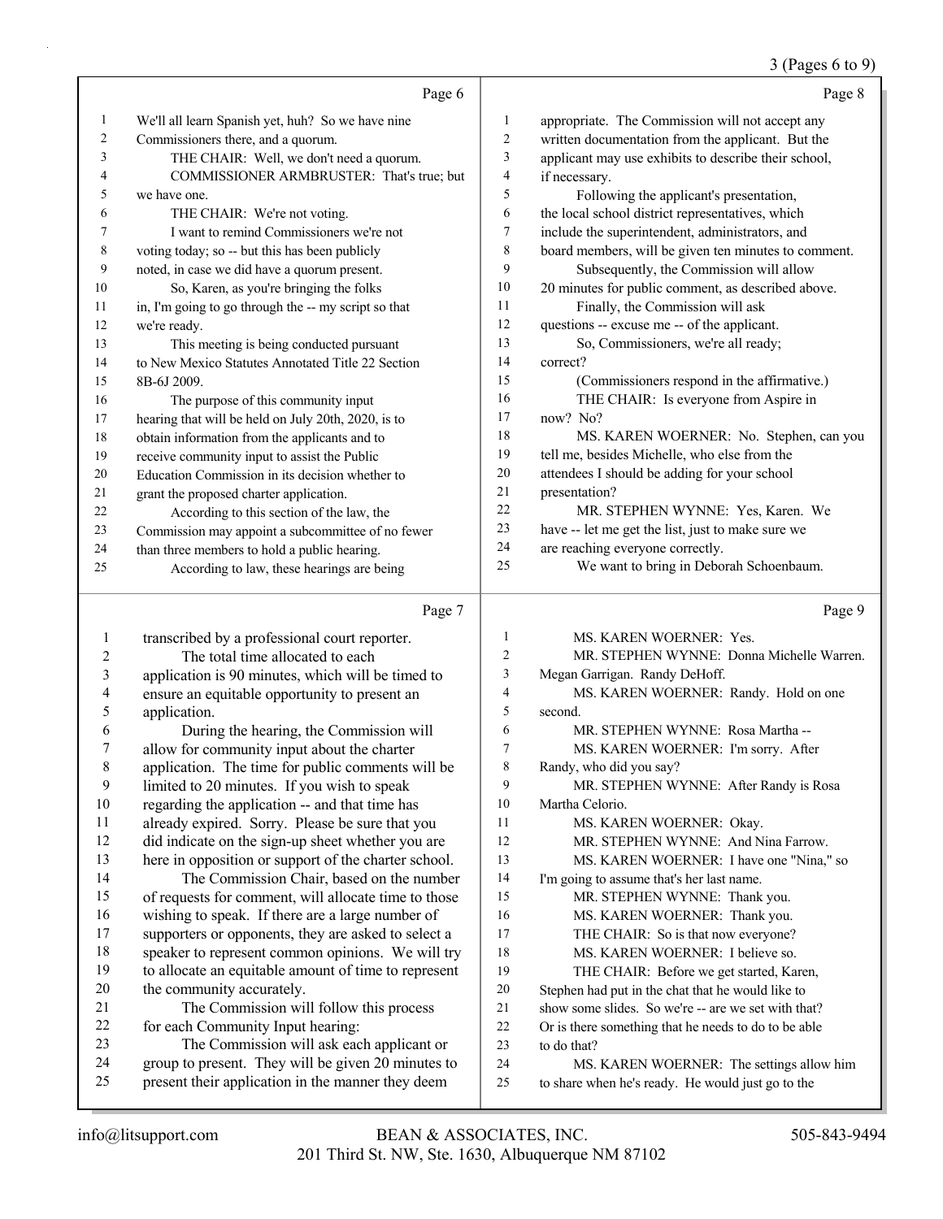Page 6

1 We'll all learn Spanish yet, huh? So we have nine
2 Commissioners there, and a quorum.
3 THE CHAIR: Well, we don't need a quorum.
4 COMMISSIONER ARMBRUSTER: That's true; but
5 we have one.
6 THE CHAIR: We're not voting.
7 I want to remind Commissioners we're not
8 voting today; so -- but this has been publicly
9 noted, in case we did have a quorum present.
10 So, Karen, as you're bringing the folks
11 in, I'm going to go through the -- my script so that
12 we're ready.
13 This meeting is being conducted pursuant
14 to New Mexico Statutes Annotated Title 22 Section
15 8B-6J 2009.
16 The purpose of this community input
17 hearing that will be held on July 20th, 2020, is to
18 obtain information from the applicants and to
19 receive community input to assist the Public
20 Education Commission in its decision whether to
21 grant the proposed charter application.
22 According to this section of the law, the
23 Commission may appoint a subcommittee of no fewer
24 than three members to hold a public hearing.
25 According to law, these hearings are being

Page 7

1 transcribed by a professional court reporter.
2 The total time allocated to each
3 application is 90 minutes, which will be timed to
4 ensure an equitable opportunity to present an
5 application.
6 During the hearing, the Commission will
7 allow for community input about the charter
8 application. The time for public comments will be
9 limited to 20 minutes. If you wish to speak
10 regarding the application -- and that time has
11 already expired. Sorry. Please be sure that you
12 did indicate on the sign-up sheet whether you are
13 here in opposition or support of the charter school.
14 The Commission Chair, based on the number
15 of requests for comment, will allocate time to those
16 wishing to speak. If there are a large number of
17 supporters or opponents, they are asked to select a
18 speaker to represent common opinions. We will try
19 to allocate an equitable amount of time to represent
20 the community accurately.
21 The Commission will follow this process
22 for each Community Input hearing:
23 The Commission will ask each applicant or
24 group to present. They will be given 20 minutes to
25 present their application in the manner they deem

Page 8

1 appropriate. The Commission will not accept any
2 written documentation from the applicant. But the
3 applicant may use exhibits to describe their school,
4 if necessary.
5 Following the applicant's presentation,
6 the local school district representatives, which
7 include the superintendent, administrators, and
8 board members, will be given ten minutes to comment.
9 Subsequently, the Commission will allow
10 20 minutes for public comment, as described above.
11 Finally, the Commission will ask
12 questions -- excuse me -- of the applicant.
13 So, Commissioners, we're all ready;
14 correct?
15 (Commissioners respond in the affirmative.)
16 THE CHAIR: Is everyone from Aspire in
17 now? No?
18 MS. KAREN WOERNER: No. Stephen, can you
19 tell me, besides Michelle, who else from the
20 attendees I should be adding for your school
21 presentation?
22 MR. STEPHEN WYNNE: Yes, Karen. We
23 have -- let me get the list, just to make sure we
24 are reaching everyone correctly.
25 We want to bring in Deborah Schoenbaum.

Page 9

1 MS. KAREN WOERNER: Yes.
2 MR. STEPHEN WYNNE: Donna Michelle Warren.
3 Megan Garrigan. Randy DeHoff.
4 MS. KAREN WOERNER: Randy. Hold on one
5 second.
6 MR. STEPHEN WYNNE: Rosa Martha --
7 MS. KAREN WOERNER: I'm sorry. After
8 Randy, who did you say?
9 MR. STEPHEN WYNNE: After Randy is Rosa
10 Martha Celorio.
11 MS. KAREN WOERNER: Okay.
12 MR. STEPHEN WYNNE: And Nina Farrow.
13 MS. KAREN WOERNER: I have one "Nina," so
14 I'm going to assume that's her last name.
15 MR. STEPHEN WYNNE: Thank you.
16 MS. KAREN WOERNER: Thank you.
17 THE CHAIR: So is that now everyone?
18 MS. KAREN WOERNER: I believe so.
19 THE CHAIR: Before we get started, Karen,
20 Stephen had put in the chat that he would like to
21 show some slides. So we're -- are we set with that?
22 Or is there something that he needs to do to be able
23 to do that?
24 MS. KAREN WOERNER: The settings allow him
25 to share when he's ready. He would just go to the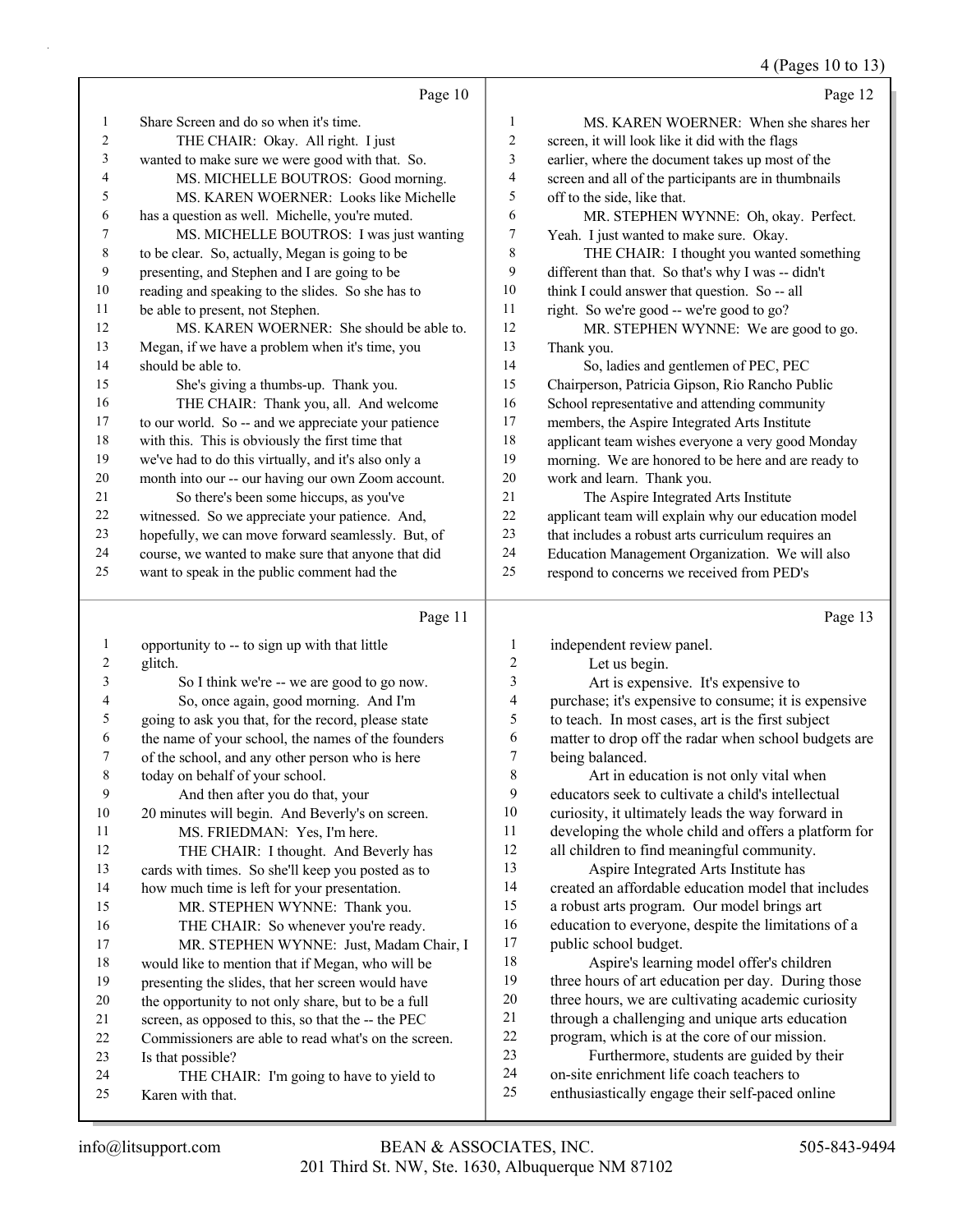Page 10

1 Share Screen and do so when it's time.
2 THE CHAIR: Okay. All right. I just
3 wanted to make sure we were good with that. So.
4 MS. MICHELLE BOUTROS: Good morning.
5 MS. KAREN WOERNER: Looks like Michelle
6 has a question as well. Michelle, you're muted.
7 MS. MICHELLE BOUTROS: I was just wanting
8 to be clear. So, actually, Megan is going to be
9 presenting, and Stephen and I are going to be
10 reading and speaking to the slides. So she has to
11 be able to present, not Stephen.
12 MS. KAREN WOERNER: She should be able to.
13 Megan, if we have a problem when it's time, you
14 should be able to.
15 She's giving a thumbs-up. Thank you.
16 THE CHAIR: Thank you, all. And welcome
17 to our world. So -- and we appreciate your patience
18 with this. This is obviously the first time that
19 we've had to do this virtually, and it's also only a
20 month into our -- our having our own Zoom account.
21 So there's been some hiccups, as you've
22 witnessed. So we appreciate your patience. And,
23 hopefully, we can move forward seamlessly. But, of
24 course, we wanted to make sure that anyone that did
25 want to speak in the public comment had the

Page 11

1 opportunity to -- to sign up with that little
2 glitch.
3 So I think we're -- we are good to go now.
4 So, once again, good morning. And I'm
5 going to ask you that, for the record, please state
6 the name of your school, the names of the founders
7 of the school, and any other person who is here
8 today on behalf of your school.
9 And then after you do that, your
10 20 minutes will begin. And Beverly's on screen.
11 MS. FRIEDMAN: Yes, I'm here.
12 THE CHAIR: I thought. And Beverly has
13 cards with times. So she'll keep you posted as to
14 how much time is left for your presentation.
15 MR. STEPHEN WYNNE: Thank you.
16 THE CHAIR: So whenever you're ready.
17 MR. STEPHEN WYNNE: Just, Madam Chair, I
18 would like to mention that if Megan, who will be
19 presenting the slides, that her screen would have
20 the opportunity to not only share, but to be a full
21 screen, as opposed to this, so that the -- the PEC
22 Commissioners are able to read what's on the screen.
23 Is that possible?
24 THE CHAIR: I'm going to have to yield to
25 Karen with that.

Page 12

1 MS. KAREN WOERNER: When she shares her
2 screen, it will look like it did with the flags
3 earlier, where the document takes up most of the
4 screen and all of the participants are in thumbnails
5 off to the side, like that.
6 MR. STEPHEN WYNNE: Oh, okay. Perfect.
7 Yeah. I just wanted to make sure. Okay.
8 THE CHAIR: I thought you wanted something
9 different than that. So that's why I was -- didn't
10 think I could answer that question. So -- all
11 right. So we're good -- we're good to go?
12 MR. STEPHEN WYNNE: We are good to go.
13 Thank you.
14 So, ladies and gentlemen of PEC, PEC
15 Chairperson, Patricia Gipson, Rio Rancho Public
16 School representative and attending community
17 members, the Aspire Integrated Arts Institute
18 applicant team wishes everyone a very good Monday
19 morning. We are honored to be here and are ready to
20 work and learn. Thank you.
21 The Aspire Integrated Arts Institute
22 applicant team will explain why our education model
23 that includes a robust arts curriculum requires an
24 Education Management Organization. We will also
25 respond to concerns we received from PED's

Page 13

1 independent review panel.
2 Let us begin.
3 Art is expensive. It's expensive to
4 purchase; it's expensive to consume; it is expensive
5 to teach. In most cases, art is the first subject
6 matter to drop off the radar when school budgets are
7 being balanced.
8 Art in education is not only vital when
9 educators seek to cultivate a child's intellectual
10 curiosity, it ultimately leads the way forward in
11 developing the whole child and offers a platform for
12 all children to find meaningful community.
13 Aspire Integrated Arts Institute has
14 created an affordable education model that includes
15 a robust arts program. Our model brings art
16 education to everyone, despite the limitations of a
17 public school budget.
18 Aspire's learning model offer's children
19 three hours of art education per day. During those
20 three hours, we are cultivating academic curiosity
21 through a challenging and unique arts education
22 program, which is at the core of our mission.
23 Furthermore, students are guided by their
24 on-site enrichment life coach teachers to
25 enthusiastically engage their self-paced online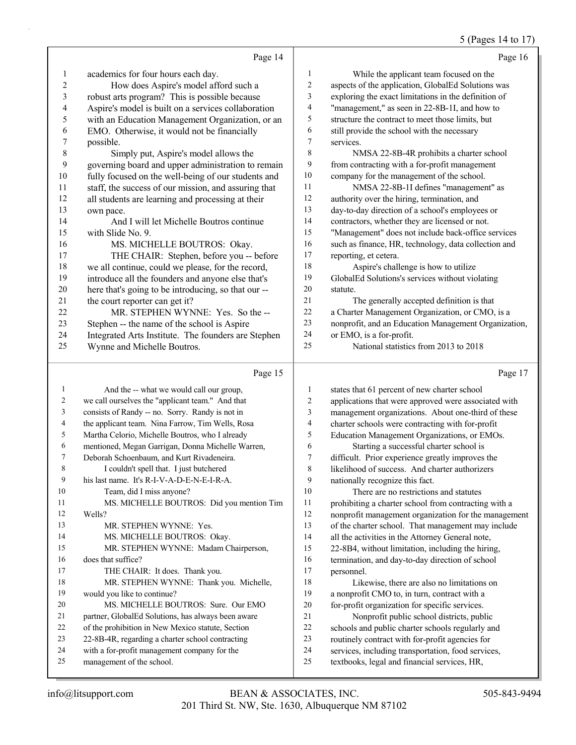Page 14

1 academics for four hours each day.
2 How does Aspire's model afford such a
3 robust arts program? This is possible because
4 Aspire's model is built on a services collaboration
5 with an Education Management Organization, or an
6 EMO. Otherwise, it would not be financially
7 possible.
8 Simply put, Aspire's model allows the
9 governing board and upper administration to remain
10 fully focused on the well-being of our students and
11 staff, the success of our mission, and assuring that
12 all students are learning and processing at their
13 own pace.
14 And I will let Michelle Boutros continue
15 with Slide No. 9.
16 MS. MICHELLE BOUTROS: Okay.
17 THE CHAIR: Stephen, before you -- before
18 we all continue, could we please, for the record,
19 introduce all the founders and anyone else that's
20 here that's going to be introducing, so that our --
21 the court reporter can get it?
22 MR. STEPHEN WYNNE: Yes. So the --
23 Stephen -- the name of the school is Aspire
24 Integrated Arts Institute. The founders are Stephen
25 Wynne and Michelle Boutros.

Page 15

1 And the -- what we would call our group,
2 we call ourselves the "applicant team." And that
3 consists of Randy -- no. Sorry. Randy is not in
4 the applicant team. Nina Farrow, Tim Wells, Rosa
5 Martha Celorio, Michelle Boutros, who I already
6 mentioned, Megan Garrigan, Donna Michelle Warren,
7 Deborah Schoenbaum, and Kurt Rivadeneira.
8 I couldn't spell that. I just butchered
9 his last name. It's R-I-V-A-D-E-N-E-I-R-A.
10 Team, did I miss anyone?
11 MS. MICHELLE BOUTROS: Did you mention Tim
12 Wells?
13 MR. STEPHEN WYNNE: Yes.
14 MS. MICHELLE BOUTROS: Okay.
15 MR. STEPHEN WYNNE: Madam Chairperson,
16 does that suffice?
17 THE CHAIR: It does. Thank you.
18 MR. STEPHEN WYNNE: Thank you. Michelle,
19 would you like to continue?
20 MS. MICHELLE BOUTROS: Sure. Our EMO
21 partner, GlobalEd Solutions, has always been aware
22 of the prohibition in New Mexico statute, Section
23 22-8B-4R, regarding a charter school contracting
24 with a for-profit management company for the
25 management of the school.

Page 16

1 While the applicant team focused on the
2 aspects of the application, GlobalEd Solutions was
3 exploring the exact limitations in the definition of
4 "management," as seen in 22-8B-1I, and how to
5 structure the contract to meet those limits, but
6 still provide the school with the necessary
7 services.
8 NMSA 22-8B-4R prohibits a charter school
9 from contracting with a for-profit management
10 company for the management of the school.
11 NMSA 22-8B-1I defines "management" as
12 authority over the hiring, termination, and
13 day-to-day direction of a school's employees or
14 contractors, whether they are licensed or not.
15 "Management" does not include back-office services
16 such as finance, HR, technology, data collection and
17 reporting, et cetera.
18 Aspire's challenge is how to utilize
19 GlobalEd Solutions's services without violating
20 statute.
21 The generally accepted definition is that
22 a Charter Management Organization, or CMO, is a
23 nonprofit, and an Education Management Organization,
24 or EMO, is a for-profit.
25 National statistics from 2013 to 2018

Page 17

1 states that 61 percent of new charter school
2 applications that were approved were associated with
3 management organizations. About one-third of these
4 charter schools were contracting with for-profit
5 Education Management Organizations, or EMOs.
6 Starting a successful charter school is
7 difficult. Prior experience greatly improves the
8 likelihood of success. And charter authorizers
9 nationally recognize this fact.
10 There are no restrictions and statutes
11 prohibiting a charter school from contracting with a
12 nonprofit management organization for the management
13 of the charter school. That management may include
14 all the activities in the Attorney General note,
15 22-8B4, without limitation, including the hiring,
16 termination, and day-to-day direction of school
17 personnel.
18 Likewise, there are also no limitations on
19 a nonprofit CMO to, in turn, contract with a
20 for-profit organization for specific services.
21 Nonprofit public school districts, public
22 schools and public charter schools regularly and
23 routinely contract with for-profit agencies for
24 services, including transportation, food services,
25 textbooks, legal and financial services, HR,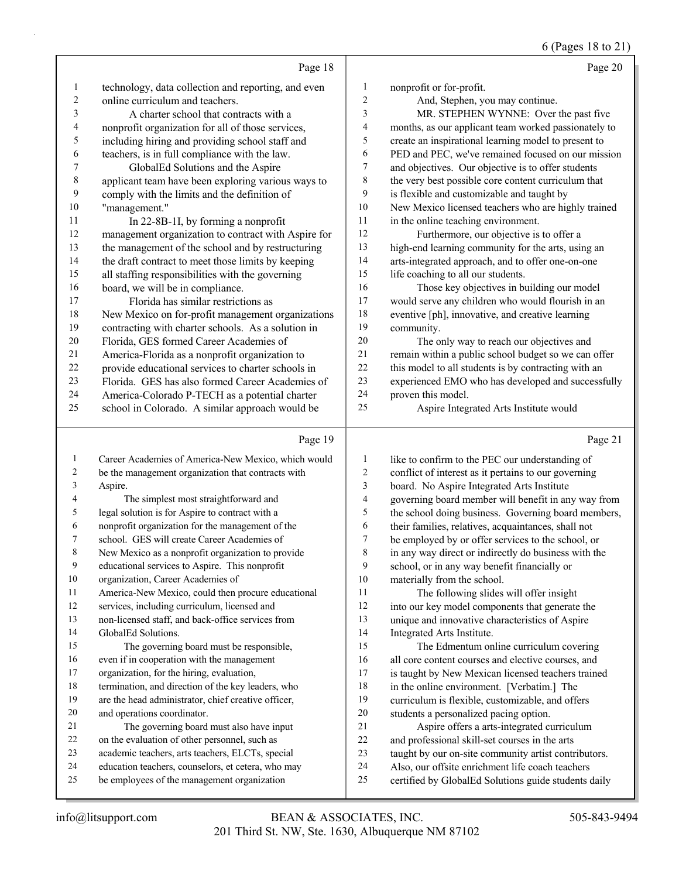Page 18

technology, data collection and reporting, and even online curriculum and teachers.

A charter school that contracts with a nonprofit organization for all of those services, including hiring and providing school staff and teachers, is in full compliance with the law.

GlobalEd Solutions and the Aspire applicant team have been exploring various ways to comply with the limits and the definition of "management."

In 22-8B-1I, by forming a nonprofit management organization to contract with Aspire for the management of the school and by restructuring the draft contract to meet those limits by keeping all staffing responsibilities with the governing board, we will be in compliance.

Florida has similar restrictions as New Mexico on for-profit management organizations contracting with charter schools. As a solution in Florida, GES formed Career Academies of America-Florida as a nonprofit organization to provide educational services to charter schools in Florida. GES has also formed Career Academies of America-Colorado P-TECH as a potential charter school in Colorado. A similar approach would be

Page 19

Career Academies of America-New Mexico, which would be the management organization that contracts with Aspire.

The simplest most straightforward and legal solution is for Aspire to contract with a nonprofit organization for the management of the school. GES will create Career Academies of New Mexico as a nonprofit organization to provide educational services to Aspire. This nonprofit organization, Career Academies of America-New Mexico, could then procure educational services, including curriculum, licensed and non-licensed staff, and back-office services from GlobalEd Solutions.

The governing board must be responsible, even if in cooperation with the management organization, for the hiring, evaluation, termination, and direction of the key leaders, who are the head administrator, chief creative officer, and operations coordinator.

The governing board must also have input on the evaluation of other personnel, such as academic teachers, arts teachers, ELCTs, special education teachers, counselors, et cetera, who may be employees of the management organization

Page 20

nonprofit or for-profit.

And, Stephen, you may continue.

MR. STEPHEN WYNNE: Over the past five months, as our applicant team worked passionately to create an inspirational learning model to present to PED and PEC, we've remained focused on our mission and objectives. Our objective is to offer students the very best possible core content curriculum that is flexible and customizable and taught by New Mexico licensed teachers who are highly trained in the online teaching environment.

Furthermore, our objective is to offer a high-end learning community for the arts, using an arts-integrated approach, and to offer one-on-one life coaching to all our students.

Those key objectives in building our model would serve any children who would flourish in an eventive [ph], innovative, and creative learning community.

The only way to reach our objectives and remain within a public school budget so we can offer this model to all students is by contracting with an experienced EMO who has developed and successfully proven this model.

Aspire Integrated Arts Institute would

Page 21

like to confirm to the PEC our understanding of conflict of interest as it pertains to our governing board. No Aspire Integrated Arts Institute governing board member will benefit in any way from the school doing business. Governing board members, their families, relatives, acquaintances, shall not be employed by or offer services to the school, or in any way direct or indirectly do business with the school, or in any way benefit financially or materially from the school.

The following slides will offer insight into our key model components that generate the unique and innovative characteristics of Aspire Integrated Arts Institute.

The Edmentum online curriculum covering all core content courses and elective courses, and is taught by New Mexican licensed teachers trained in the online environment. [Verbatim.] The curriculum is flexible, customizable, and offers students a personalized pacing option.

Aspire offers a arts-integrated curriculum and professional skill-set courses in the arts taught by our on-site community artist contributors. Also, our offsite enrichment life coach teachers certified by GlobalEd Solutions guide students daily

info@litsupport.com BEAN & ASSOCIATES, INC. 505-843-9494
201 Third St. NW, Ste. 1630, Albuquerque NM 87102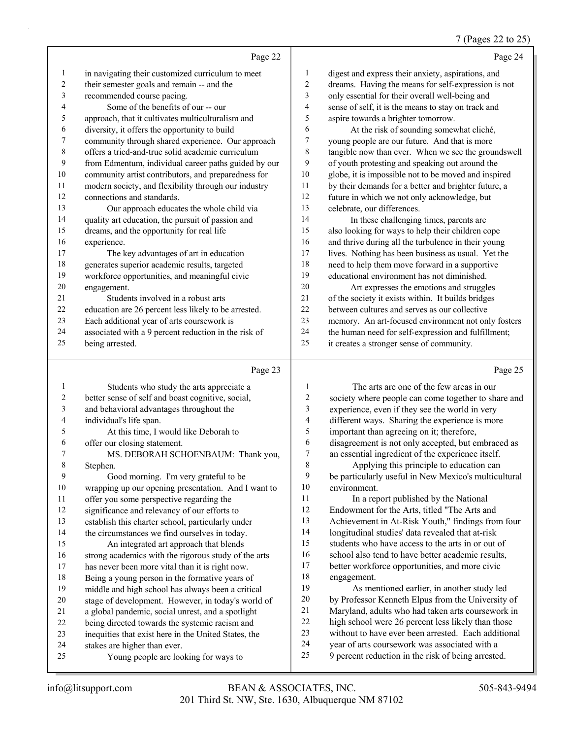Page 22

in navigating their customized curriculum to meet their semester goals and remain -- and the recommended course pacing.

Some of the benefits of our -- our approach, that it cultivates multiculturalism and diversity, it offers the opportunity to build community through shared experience. Our approach offers a tried-and-true solid academic curriculum from Edmentum, individual career paths guided by our community artist contributors, and preparedness for modern society, and flexibility through our industry connections and standards.

Our approach educates the whole child via quality art education, the pursuit of passion and dreams, and the opportunity for real life experience.

The key advantages of art in education generates superior academic results, targeted workforce opportunities, and meaningful civic engagement.

Students involved in a robust arts education are 26 percent less likely to be arrested. Each additional year of arts coursework is associated with a 9 percent reduction in the risk of being arrested.

Page 23

Students who study the arts appreciate a better sense of self and boast cognitive, social, and behavioral advantages throughout the individual's life span.

At this time, I would like Deborah to offer our closing statement.

MS. DEBORAH SCHOENBAUM: Thank you, Stephen.

Good morning. I'm very grateful to be wrapping up our opening presentation. And I want to offer you some perspective regarding the significance and relevancy of our efforts to establish this charter school, particularly under the circumstances we find ourselves in today.

An integrated art approach that blends strong academics with the rigorous study of the arts has never been more vital than it is right now. Being a young person in the formative years of middle and high school has always been a critical stage of development. However, in today's world of a global pandemic, social unrest, and a spotlight being directed towards the systemic racism and inequities that exist here in the United States, the stakes are higher than ever.

Young people are looking for ways to

Page 24

digest and express their anxiety, aspirations, and dreams. Having the means for self-expression is not only essential for their overall well-being and sense of self, it is the means to stay on track and aspire towards a brighter tomorrow.

At the risk of sounding somewhat cliché, young people are our future. And that is more tangible now than ever. When we see the groundswell of youth protesting and speaking out around the globe, it is impossible not to be moved and inspired by their demands for a better and brighter future, a future in which we not only acknowledge, but celebrate, our differences.

In these challenging times, parents are also looking for ways to help their children cope and thrive during all the turbulence in their young lives. Nothing has been business as usual. Yet the need to help them move forward in a supportive educational environment has not diminished.

Art expresses the emotions and struggles of the society it exists within. It builds bridges between cultures and serves as our collective memory. An art-focused environment not only fosters the human need for self-expression and fulfillment; it creates a stronger sense of community.

Page 25

The arts are one of the few areas in our society where people can come together to share and experience, even if they see the world in very different ways. Sharing the experience is more important than agreeing on it; therefore, disagreement is not only accepted, but embraced as an essential ingredient of the experience itself.

Applying this principle to education can be particularly useful in New Mexico's multicultural environment.

In a report published by the National Endowment for the Arts, titled "The Arts and Achievement in At-Risk Youth," findings from four longitudinal studies' data revealed that at-risk students who have access to the arts in or out of school also tend to have better academic results, better workforce opportunities, and more civic engagement.

As mentioned earlier, in another study led by Professor Kenneth Elpus from the University of Maryland, adults who had taken arts coursework in high school were 26 percent less likely than those without to have ever been arrested. Each additional year of arts coursework was associated with a 9 percent reduction in the risk of being arrested.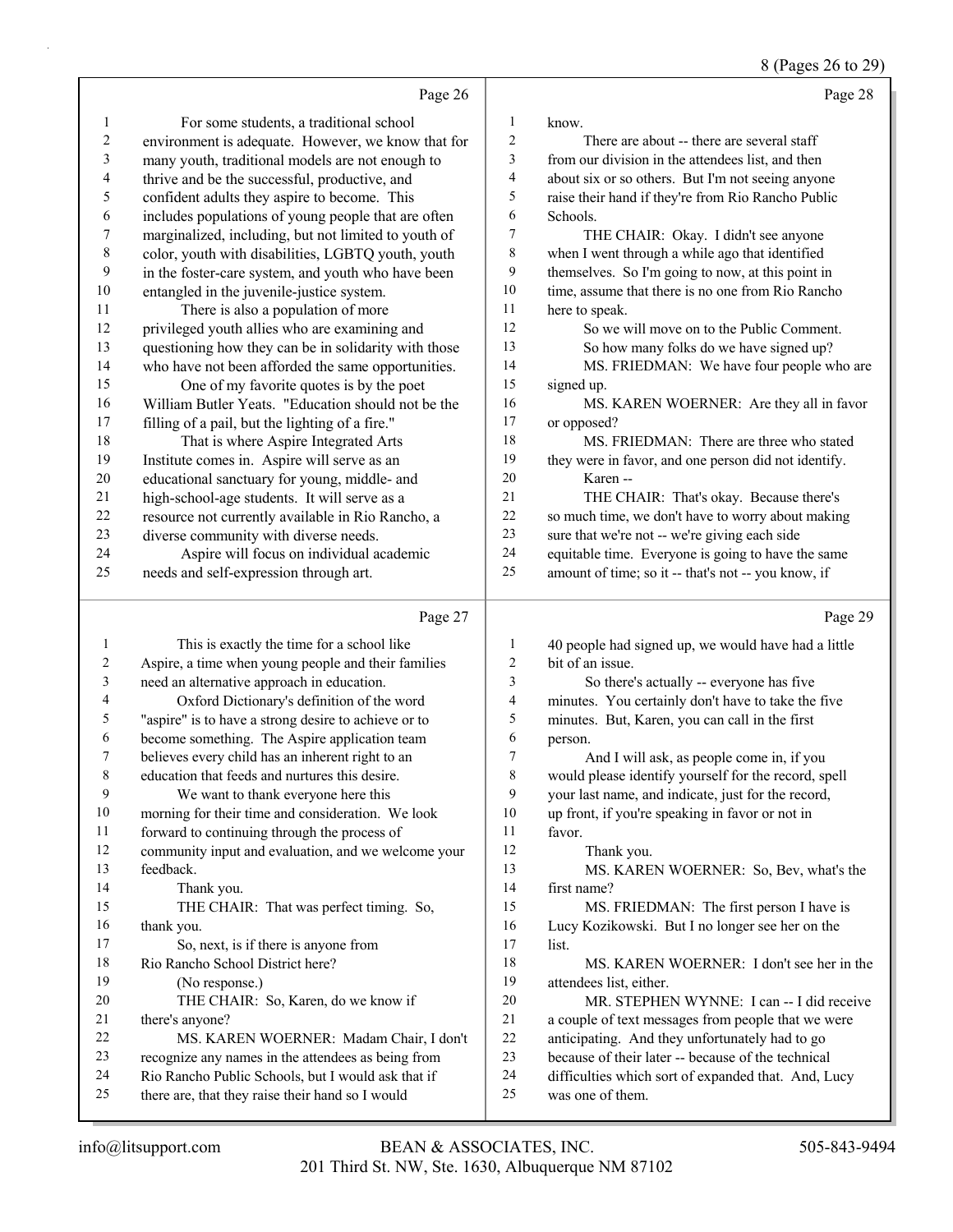Page 26

1 For some students, a traditional school
2 environment is adequate. However, we know that for
3 many youth, traditional models are not enough to
4 thrive and be the successful, productive, and
5 confident adults they aspire to become. This
6 includes populations of young people that are often
7 marginalized, including, but not limited to youth of
8 color, youth with disabilities, LGBTQ youth, youth
9 in the foster-care system, and youth who have been
10 entangled in the juvenile-justice system.
11 There is also a population of more
12 privileged youth allies who are examining and
13 questioning how they can be in solidarity with those
14 who have not been afforded the same opportunities.
15 One of my favorite quotes is by the poet
16 William Butler Yeats. "Education should not be the
17 filling of a pail, but the lighting of a fire."
18 That is where Aspire Integrated Arts
19 Institute comes in. Aspire will serve as an
20 educational sanctuary for young, middle- and
21 high-school-age students. It will serve as a
22 resource not currently available in Rio Rancho, a
23 diverse community with diverse needs.
24 Aspire will focus on individual academic
25 needs and self-expression through art.

Page 27

1 This is exactly the time for a school like
2 Aspire, a time when young people and their families
3 need an alternative approach in education.
4 Oxford Dictionary's definition of the word
5 "aspire" is to have a strong desire to achieve or to
6 become something. The Aspire application team
7 believes every child has an inherent right to an
8 education that feeds and nurtures this desire.
9 We want to thank everyone here this
10 morning for their time and consideration. We look
11 forward to continuing through the process of
12 community input and evaluation, and we welcome your
13 feedback.
14 Thank you.
15 THE CHAIR: That was perfect timing. So,
16 thank you.
17 So, next, is if there is anyone from
18 Rio Rancho School District here?
19 (No response.)
20 THE CHAIR: So, Karen, do we know if
21 there's anyone?
22 MS. KAREN WOERNER: Madam Chair, I don't
23 recognize any names in the attendees as being from
24 Rio Rancho Public Schools, but I would ask that if
25 there are, that they raise their hand so I would

Page 28

1 know.
2 There are about -- there are several staff
3 from our division in the attendees list, and then
4 about six or so others. But I'm not seeing anyone
5 raise their hand if they're from Rio Rancho Public
6 Schools.
7 THE CHAIR: Okay. I didn't see anyone
8 when I went through a while ago that identified
9 themselves. So I'm going to now, at this point in
10 time, assume that there is no one from Rio Rancho
11 here to speak.
12 So we will move on to the Public Comment.
13 So how many folks do we have signed up?
14 MS. FRIEDMAN: We have four people who are
15 signed up.
16 MS. KAREN WOERNER: Are they all in favor
17 or opposed?
18 MS. FRIEDMAN: There are three who stated
19 they were in favor, and one person did not identify.
20 Karen --
21 THE CHAIR: That's okay. Because there's
22 so much time, we don't have to worry about making
23 sure that we're not -- we're giving each side
24 equitable time. Everyone is going to have the same
25 amount of time; so it -- that's not -- you know, if

Page 29

1 40 people had signed up, we would have had a little
2 bit of an issue.
3 So there's actually -- everyone has five
4 minutes. You certainly don't have to take the five
5 minutes. But, Karen, you can call in the first
6 person.
7 And I will ask, as people come in, if you
8 would please identify yourself for the record, spell
9 your last name, and indicate, just for the record,
10 up front, if you're speaking in favor or not in
11 favor.
12 Thank you.
13 MS. KAREN WOERNER: So, Bev, what's the
14 first name?
15 MS. FRIEDMAN: The first person I have is
16 Lucy Kozikowski. But I no longer see her on the
17 list.
18 MS. KAREN WOERNER: I don't see her in the
19 attendees list, either.
20 MR. STEPHEN WYNNE: I can -- I did receive
21 a couple of text messages from people that we were
22 anticipating. And they unfortunately had to go
23 because of their later -- because of the technical
24 difficulties which sort of expanded that. And, Lucy
25 was one of them.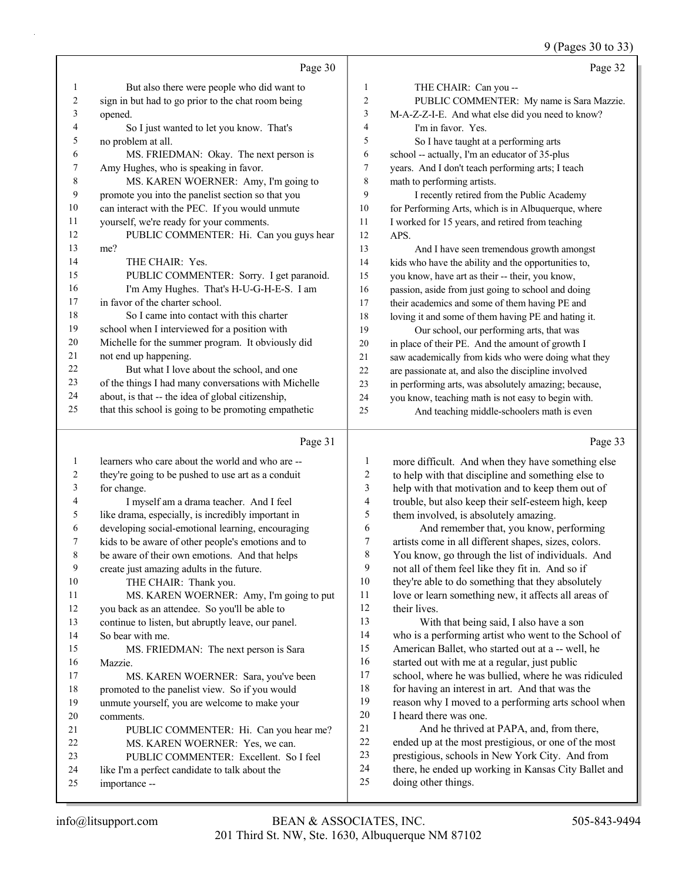Page 30

1 But also there were people who did want to
2 sign in but had to go prior to the chat room being
3 opened.
4 So I just wanted to let you know. That's
5 no problem at all.
6 MS. FRIEDMAN: Okay. The next person is
7 Amy Hughes, who is speaking in favor.
8 MS. KAREN WOERNER: Amy, I'm going to
9 promote you into the panelist section so that you
10 can interact with the PEC. If you would unmute
11 yourself, we're ready for your comments.
12 PUBLIC COMMENTER: Hi. Can you guys hear
13 me?
14 THE CHAIR: Yes.
15 PUBLIC COMMENTER: Sorry. I get paranoid.
16 I'm Amy Hughes. That's H-U-G-H-E-S. I am
17 in favor of the charter school.
18 So I came into contact with this charter
19 school when I interviewed for a position with
20 Michelle for the summer program. It obviously did
21 not end up happening.
22 But what I love about the school, and one
23 of the things I had many conversations with Michelle
24 about, is that -- the idea of global citizenship,
25 that this school is going to be promoting empathetic

Page 31

1 learners who care about the world and who are --
2 they're going to be pushed to use art as a conduit
3 for change.
4 I myself am a drama teacher. And I feel
5 like drama, especially, is incredibly important in
6 developing social-emotional learning, encouraging
7 kids to be aware of other people's emotions and to
8 be aware of their own emotions. And that helps
9 create just amazing adults in the future.
10 THE CHAIR: Thank you.
11 MS. KAREN WOERNER: Amy, I'm going to put
12 you back as an attendee. So you'll be able to
13 continue to listen, but abruptly leave, our panel.
14 So bear with me.
15 MS. FRIEDMAN: The next person is Sara
16 Mazzie.
17 MS. KAREN WOERNER: Sara, you've been
18 promoted to the panelist view. So if you would
19 unmute yourself, you are welcome to make your
20 comments.
21 PUBLIC COMMENTER: Hi. Can you hear me?
22 MS. KAREN WOERNER: Yes, we can.
23 PUBLIC COMMENTER: Excellent. So I feel
24 like I'm a perfect candidate to talk about the
25 importance --

Page 32

1 THE CHAIR: Can you --
2 PUBLIC COMMENTER: My name is Sara Mazzie.
3 M-A-Z-Z-I-E. And what else did you need to know?
4 I'm in favor. Yes.
5 So I have taught at a performing arts
6 school -- actually, I'm an educator of 35-plus
7 years. And I don't teach performing arts; I teach
8 math to performing artists.
9 I recently retired from the Public Academy
10 for Performing Arts, which is in Albuquerque, where
11 I worked for 15 years, and retired from teaching
12 APS.
13 And I have seen tremendous growth amongst
14 kids who have the ability and the opportunities to,
15 you know, have art as their -- their, you know,
16 passion, aside from just going to school and doing
17 their academics and some of them having PE and
18 loving it and some of them having PE and hating it.
19 Our school, our performing arts, that was
20 in place of their PE. And the amount of growth I
21 saw academically from kids who were doing what they
22 are passionate at, and also the discipline involved
23 in performing arts, was absolutely amazing; because,
24 you know, teaching math is not easy to begin with.
25 And teaching middle-schoolers math is even

Page 33

1 more difficult. And when they have something else
2 to help with that discipline and something else to
3 help with that motivation and to keep them out of
4 trouble, but also keep their self-esteem high, keep
5 them involved, is absolutely amazing.
6 And remember that, you know, performing
7 artists come in all different shapes, sizes, colors.
8 You know, go through the list of individuals. And
9 not all of them feel like they fit in. And so if
10 they're able to do something that they absolutely
11 love or learn something new, it affects all areas of
12 their lives.
13 With that being said, I also have a son
14 who is a performing artist who went to the School of
15 American Ballet, who started out at a -- well, he
16 started out with me at a regular, just public
17 school, where he was bullied, where he was ridiculed
18 for having an interest in art. And that was the
19 reason why I moved to a performing arts school when
20 I heard there was one.
21 And he thrived at PAPA, and, from there,
22 ended up at the most prestigious, or one of the most
23 prestigious, schools in New York City. And from
24 there, he ended up working in Kansas City Ballet and
25 doing other things.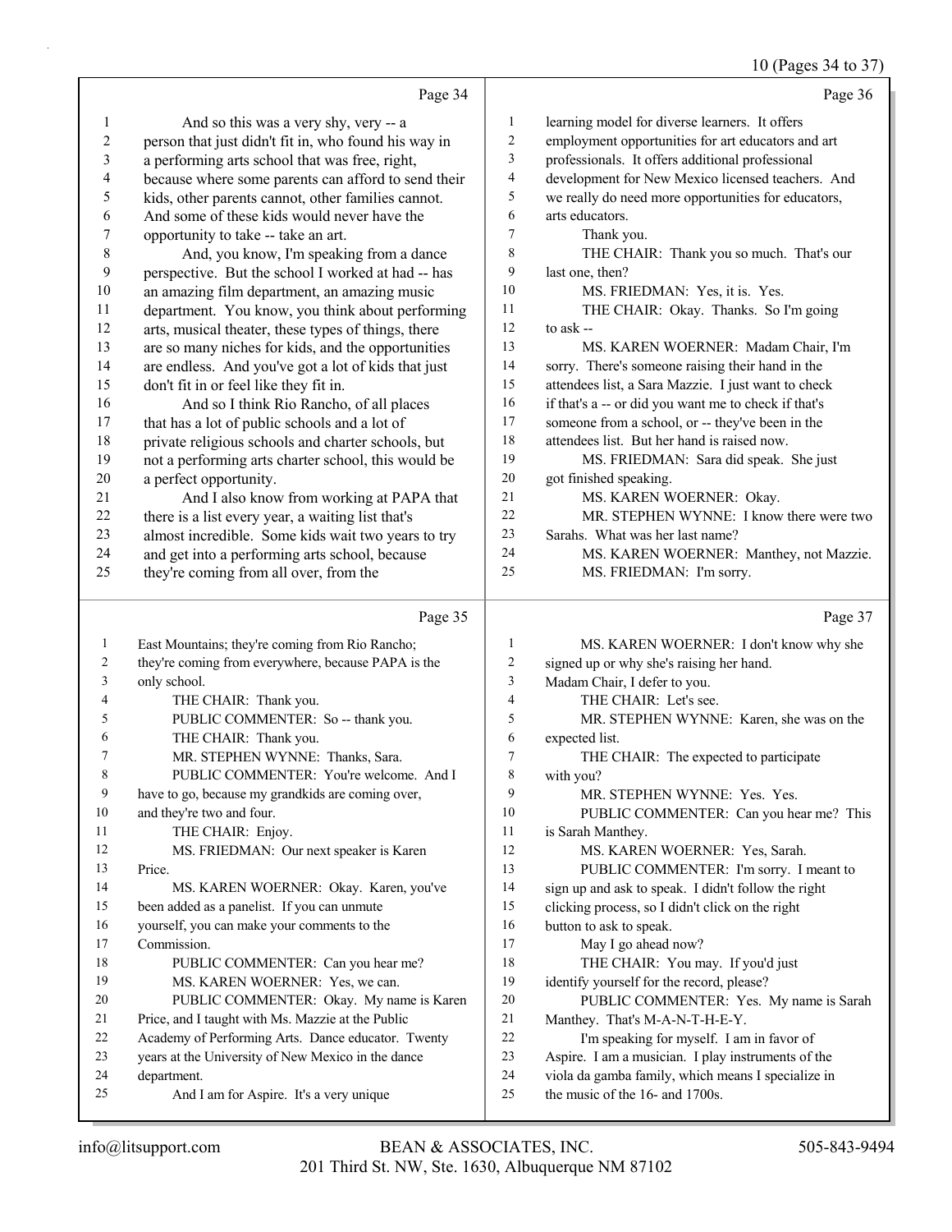Page 34

1 And so this was a very shy, very -- a
2 person that just didn't fit in, who found his way in
3 a performing arts school that was free, right,
4 because where some parents can afford to send their
5 kids, other parents cannot, other families cannot.
6 And some of these kids would never have the
7 opportunity to take -- take an art.
8 And, you know, I'm speaking from a dance
9 perspective. But the school I worked at had -- has
10 an amazing film department, an amazing music
11 department. You know, you think about performing
12 arts, musical theater, these types of things, there
13 are so many niches for kids, and the opportunities
14 are endless. And you've got a lot of kids that just
15 don't fit in or feel like they fit in.
16 And so I think Rio Rancho, of all places
17 that has a lot of public schools and a lot of
18 private religious schools and charter schools, but
19 not a performing arts charter school, this would be
20 a perfect opportunity.
21 And I also know from working at PAPA that
22 there is a list every year, a waiting list that's
23 almost incredible. Some kids wait two years to try
24 and get into a performing arts school, because
25 they're coming from all over, from the

Page 35

1 East Mountains; they're coming from Rio Rancho;
2 they're coming from everywhere, because PAPA is the
3 only school.
4 THE CHAIR: Thank you.
5 PUBLIC COMMENTER: So -- thank you.
6 THE CHAIR: Thank you.
7 MR. STEPHEN WYNNE: Thanks, Sara.
8 PUBLIC COMMENTER: You're welcome. And I
9 have to go, because my grandkids are coming over,
10 and they're two and four.
11 THE CHAIR: Enjoy.
12 MS. FRIEDMAN: Our next speaker is Karen
13 Price.
14 MS. KAREN WOERNER: Okay. Karen, you've
15 been added as a panelist. If you can unmute
16 yourself, you can make your comments to the
17 Commission.
18 PUBLIC COMMENTER: Can you hear me?
19 MS. KAREN WOERNER: Yes, we can.
20 PUBLIC COMMENTER: Okay. My name is Karen
21 Price, and I taught with Ms. Mazzie at the Public
22 Academy of Performing Arts. Dance educator. Twenty
23 years at the University of New Mexico in the dance
24 department.
25 And I am for Aspire. It's a very unique

Page 36

1 learning model for diverse learners. It offers
2 employment opportunities for art educators and art
3 professionals. It offers additional professional
4 development for New Mexico licensed teachers. And
5 we really do need more opportunities for educators,
6 arts educators.
7 Thank you.
8 THE CHAIR: Thank you so much. That's our
9 last one, then?
10 MS. FRIEDMAN: Yes, it is. Yes.
11 THE CHAIR: Okay. Thanks. So I'm going
12 to ask --
13 MS. KAREN WOERNER: Madam Chair, I'm
14 sorry. There's someone raising their hand in the
15 attendees list, a Sara Mazzie. I just want to check
16 if that's a -- or did you want me to check if that's
17 someone from a school, or -- they've been in the
18 attendees list. But her hand is raised now.
19 MS. FRIEDMAN: Sara did speak. She just
20 got finished speaking.
21 MS. KAREN WOERNER: Okay.
22 MR. STEPHEN WYNNE: I know there were two
23 Sarahs. What was her last name?
24 MS. KAREN WOERNER: Manthey, not Mazzie.
25 MS. FRIEDMAN: I'm sorry.

Page 37

1 MS. KAREN WOERNER: I don't know why she
2 signed up or why she's raising her hand.
3 Madam Chair, I defer to you.
4 THE CHAIR: Let's see.
5 MR. STEPHEN WYNNE: Karen, she was on the
6 expected list.
7 THE CHAIR: The expected to participate
8 with you?
9 MR. STEPHEN WYNNE: Yes. Yes.
10 PUBLIC COMMENTER: Can you hear me? This
11 is Sarah Manthey.
12 MS. KAREN WOERNER: Yes, Sarah.
13 PUBLIC COMMENTER: I'm sorry. I meant to
14 sign up and ask to speak. I didn't follow the right
15 clicking process, so I didn't click on the right
16 button to ask to speak.
17 May I go ahead now?
18 THE CHAIR: You may. If you'd just
19 identify yourself for the record, please?
20 PUBLIC COMMENTER: Yes. My name is Sarah
21 Manthey. That's M-A-N-T-H-E-Y.
22 I'm speaking for myself. I am in favor of
23 Aspire. I am a musician. I play instruments of the
24 viola da gamba family, which means I specialize in
25 the music of the 16- and 1700s.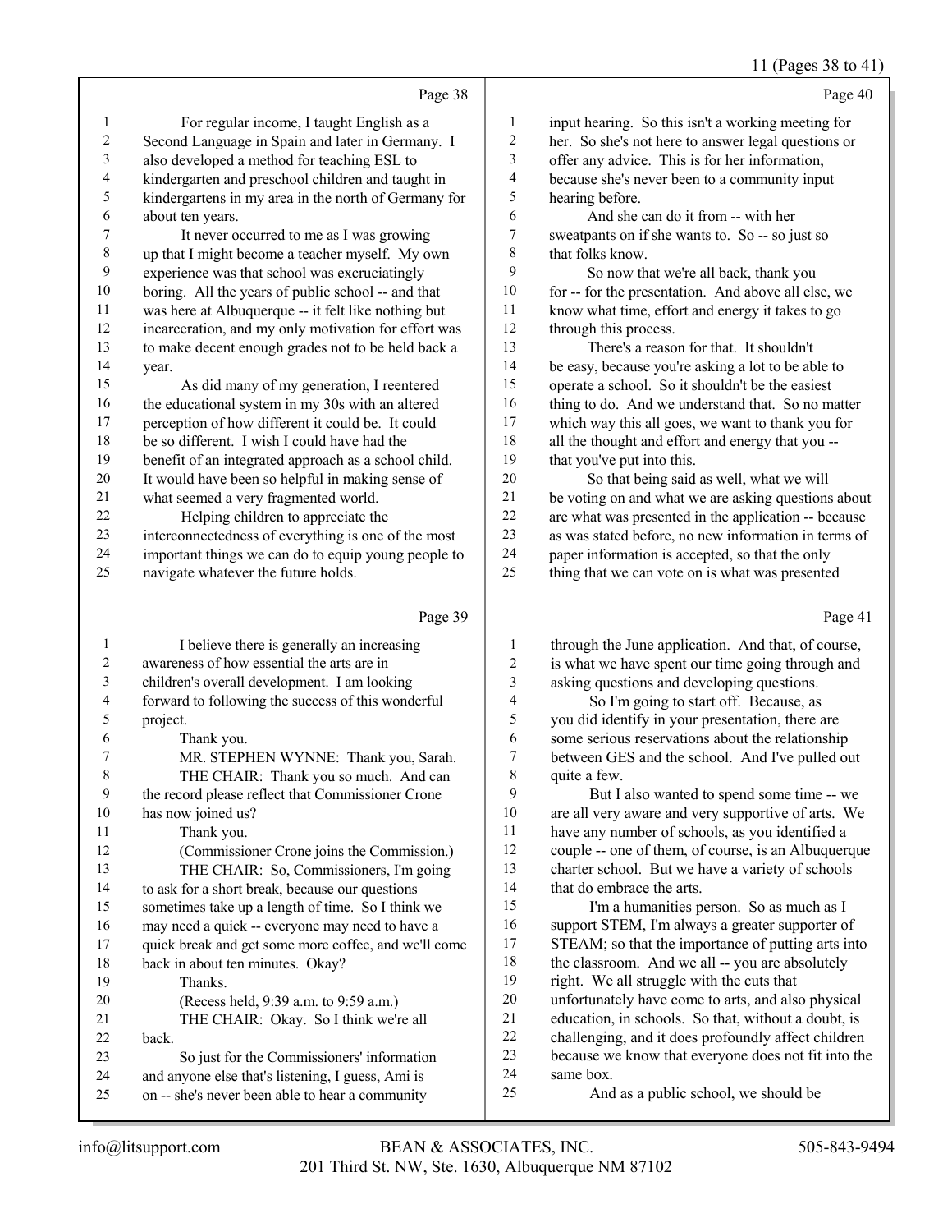Page 38

1 For regular income, I taught English as a
2 Second Language in Spain and later in Germany. I
3 also developed a method for teaching ESL to
4 kindergarten and preschool children and taught in
5 kindergartens in my area in the north of Germany for
6 about ten years.
7 It never occurred to me as I was growing
8 up that I might become a teacher myself. My own
9 experience was that school was excruciatingly
10 boring. All the years of public school -- and that
11 was here at Albuquerque -- it felt like nothing but
12 incarceration, and my only motivation for effort was
13 to make decent enough grades not to be held back a
14 year.
15 As did many of my generation, I reentered
16 the educational system in my 30s with an altered
17 perception of how different it could be. It could
18 be so different. I wish I could have had the
19 benefit of an integrated approach as a school child.
20 It would have been so helpful in making sense of
21 what seemed a very fragmented world.
22 Helping children to appreciate the
23 interconnectedness of everything is one of the most
24 important things we can do to equip young people to
25 navigate whatever the future holds.

Page 39

1 I believe there is generally an increasing
2 awareness of how essential the arts are in
3 children's overall development. I am looking
4 forward to following the success of this wonderful
5 project.
6 Thank you.
7 MR. STEPHEN WYNNE: Thank you, Sarah.
8 THE CHAIR: Thank you so much. And can
9 the record please reflect that Commissioner Crone
10 has now joined us?
11 Thank you.
12 (Commissioner Crone joins the Commission.)
13 THE CHAIR: So, Commissioners, I'm going
14 to ask for a short break, because our questions
15 sometimes take up a length of time. So I think we
16 may need a quick -- everyone may need to have a
17 quick break and get some more coffee, and we'll come
18 back in about ten minutes. Okay?
19 Thanks.
20 (Recess held, 9:39 a.m. to 9:59 a.m.)
21 THE CHAIR: Okay. So I think we're all
22 back.
23 So just for the Commissioners' information
24 and anyone else that's listening, I guess, Ami is
25 on -- she's never been able to hear a community

Page 40

1 input hearing. So this isn't a working meeting for
2 her. So she's not here to answer legal questions or
3 offer any advice. This is for her information,
4 because she's never been to a community input
5 hearing before.
6 And she can do it from -- with her
7 sweatpants on if she wants to. So -- so just so
8 that folks know.
9 So now that we're all back, thank you
10 for -- for the presentation. And above all else, we
11 know what time, effort and energy it takes to go
12 through this process.
13 There's a reason for that. It shouldn't
14 be easy, because you're asking a lot to be able to
15 operate a school. So it shouldn't be the easiest
16 thing to do. And we understand that. So no matter
17 which way this all goes, we want to thank you for
18 all the thought and effort and energy that you --
19 that you've put into this.
20 So that being said as well, what we will
21 be voting on and what we are asking questions about
22 are what was presented in the application -- because
23 as was stated before, no new information in terms of
24 paper information is accepted, so that the only
25 thing that we can vote on is what was presented

Page 41

1 through the June application. And that, of course,
2 is what we have spent our time going through and
3 asking questions and developing questions.
4 So I'm going to start off. Because, as
5 you did identify in your presentation, there are
6 some serious reservations about the relationship
7 between GES and the school. And I've pulled out
8 quite a few.
9 But I also wanted to spend some time -- we
10 are all very aware and very supportive of arts. We
11 have any number of schools, as you identified a
12 couple -- one of them, of course, is an Albuquerque
13 charter school. But we have a variety of schools
14 that do embrace the arts.
15 I'm a humanities person. So as much as I
16 support STEM, I'm always a greater supporter of
17 STEAM; so that the importance of putting arts into
18 the classroom. And we all -- you are absolutely
19 right. We all struggle with the cuts that
20 unfortunately have come to arts, and also physical
21 education, in schools. So that, without a doubt, is
22 challenging, and it does profoundly affect children
23 because we know that everyone does not fit into the
24 same box.
25 And as a public school, we should be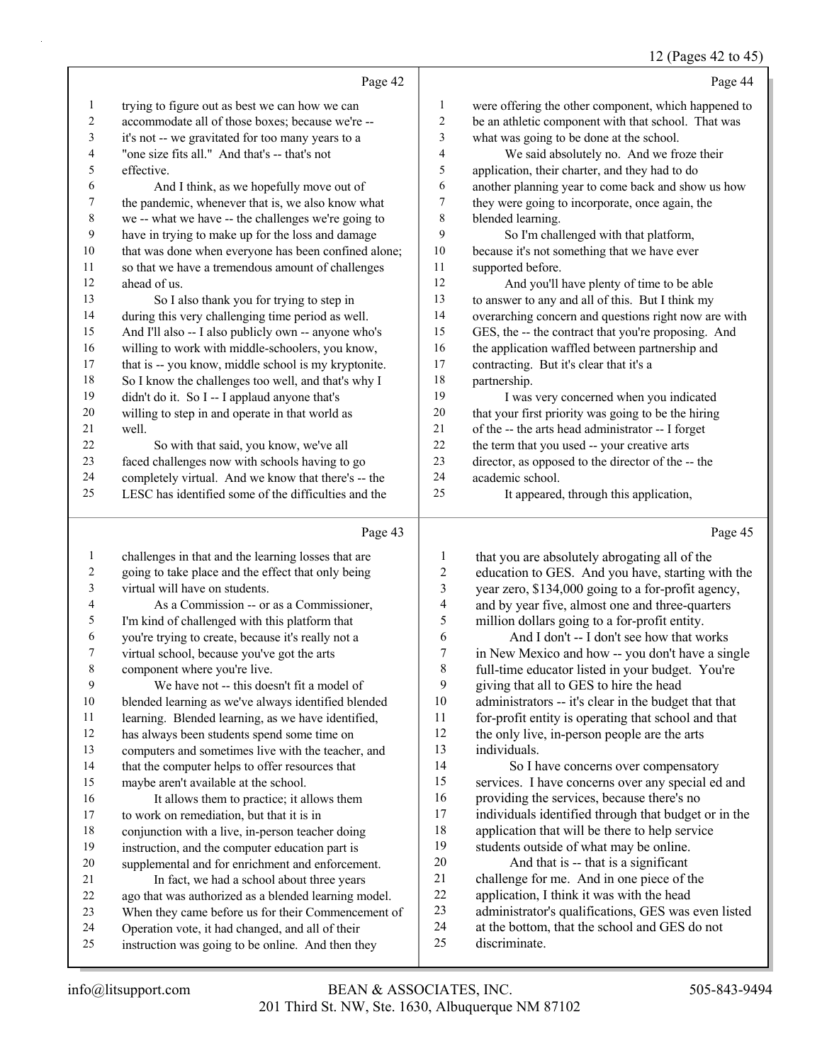Page 42

1 trying to figure out as best we can how we can
2 accommodate all of those boxes; because we're --
3 it's not -- we gravitated for too many years to a
4 "one size fits all." And that's -- that's not
5 effective.
6 And I think, as we hopefully move out of
7 the pandemic, whenever that is, we also know what
8 we -- what we have -- the challenges we're going to
9 have in trying to make up for the loss and damage
10 that was done when everyone has been confined alone;
11 so that we have a tremendous amount of challenges
12 ahead of us.
13 So I also thank you for trying to step in
14 during this very challenging time period as well.
15 And I'll also -- I also publicly own -- anyone who's
16 willing to work with middle-schoolers, you know,
17 that is -- you know, middle school is my kryptonite.
18 So I know the challenges too well, and that's why I
19 didn't do it. So I -- I applaud anyone that's
20 willing to step in and operate in that world as
21 well.
22 So with that said, you know, we've all
23 faced challenges now with schools having to go
24 completely virtual. And we know that there's -- the
25 LESC has identified some of the difficulties and the

Page 43

1 challenges in that and the learning losses that are
2 going to take place and the effect that only being
3 virtual will have on students.
4 As a Commission -- or as a Commissioner,
5 I'm kind of challenged with this platform that
6 you're trying to create, because it's really not a
7 virtual school, because you've got the arts
8 component where you're live.
9 We have not -- this doesn't fit a model of
10 blended learning as we've always identified blended
11 learning. Blended learning, as we have identified,
12 has always been students spend some time on
13 computers and sometimes live with the teacher, and
14 that the computer helps to offer resources that
15 maybe aren't available at the school.
16 It allows them to practice; it allows them
17 to work on remediation, but that it is in
18 conjunction with a live, in-person teacher doing
19 instruction, and the computer education part is
20 supplemental and for enrichment and enforcement.
21 In fact, we had a school about three years
22 ago that was authorized as a blended learning model.
23 When they came before us for their Commencement of
24 Operation vote, it had changed, and all of their
25 instruction was going to be online. And then they

Page 44

1 were offering the other component, which happened to
2 be an athletic component with that school. That was
3 what was going to be done at the school.
4 We said absolutely no. And we froze their
5 application, their charter, and they had to do
6 another planning year to come back and show us how
7 they were going to incorporate, once again, the
8 blended learning.
9 So I'm challenged with that platform,
10 because it's not something that we have ever
11 supported before.
12 And you'll have plenty of time to be able
13 to answer to any and all of this. But I think my
14 overarching concern and questions right now are with
15 GES, the -- the contract that you're proposing. And
16 the application waffled between partnership and
17 contracting. But it's clear that it's a
18 partnership.
19 I was very concerned when you indicated
20 that your first priority was going to be the hiring
21 of the -- the arts head administrator -- I forget
22 the term that you used -- your creative arts
23 director, as opposed to the director of the -- the
24 academic school.
25 It appeared, through this application,

Page 45

1 that you are absolutely abrogating all of the
2 education to GES. And you have, starting with the
3 year zero, $134,000 going to a for-profit agency,
4 and by year five, almost one and three-quarters
5 million dollars going to a for-profit entity.
6 And I don't -- I don't see how that works
7 in New Mexico and how -- you don't have a single
8 full-time educator listed in your budget. You're
9 giving that all to GES to hire the head
10 administrators -- it's clear in the budget that that
11 for-profit entity is operating that school and that
12 the only live, in-person people are the arts
13 individuals.
14 So I have concerns over compensatory
15 services. I have concerns over any special ed and
16 providing the services, because there's no
17 individuals identified through that budget or in the
18 application that will be there to help service
19 students outside of what may be online.
20 And that is -- that is a significant
21 challenge for me. And in one piece of the
22 application, I think it was with the head
23 administrator's qualifications, GES was even listed
24 at the bottom, that the school and GES do not
25 discriminate.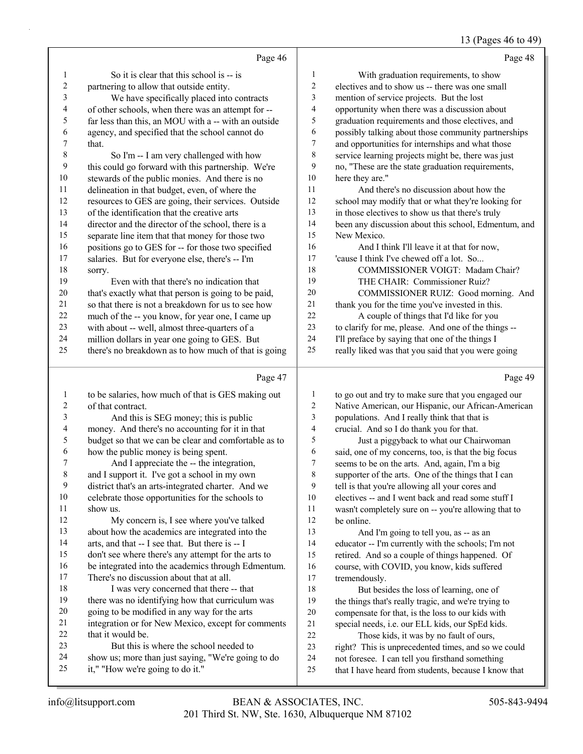Page 46

So it is clear that this school is -- is partnering to allow that outside entity.

We have specifically placed into contracts of other schools, when there was an attempt for -- far less than this, an MOU with a -- with an outside agency, and specified that the school cannot do that.

So I'm -- I am very challenged with how this could go forward with this partnership. We're stewards of the public monies. And there is no delineation in that budget, even, of where the resources to GES are going, their services. Outside of the identification that the creative arts director and the director of the school, there is a separate line item that that money for those two positions go to GES for -- for those two specified salaries. But for everyone else, there's -- I'm sorry.

Even with that there's no indication that that's exactly what that person is going to be paid, so that there is not a breakdown for us to see how much of the -- you know, for year one, I came up with about -- well, almost three-quarters of a million dollars in year one going to GES. But there's no breakdown as to how much of that is going

Page 47

to be salaries, how much of that is GES making out of that contract.

And this is SEG money; this is public money. And there's no accounting for it in that budget so that we can be clear and comfortable as to how the public money is being spent.

And I appreciate the -- the integration, and I support it. I've got a school in my own district that's an arts-integrated charter. And we celebrate those opportunities for the schools to show us.

My concern is, I see where you've talked about how the academics are integrated into the arts, and that -- I see that. But there is -- I don't see where there's any attempt for the arts to be integrated into the academics through Edmentum. There's no discussion about that at all.

I was very concerned that there -- that there was no identifying how that curriculum was going to be modified in any way for the arts integration or for New Mexico, except for comments that it would be.

But this is where the school needed to show us; more than just saying, "We're going to do it," "How we're going to do it."

Page 48

With graduation requirements, to show electives and to show us -- there was one small mention of service projects. But the lost opportunity when there was a discussion about graduation requirements and those electives, and possibly talking about those community partnerships and opportunities for internships and what those service learning projects might be, there was just no, "These are the state graduation requirements, here they are."

And there's no discussion about how the school may modify that or what they're looking for in those electives to show us that there's truly been any discussion about this school, Edmentum, and New Mexico.

And I think I'll leave it at that for now, 'cause I think I've chewed off a lot. So...

COMMISSIONER VOIGT: Madam Chair?

THE CHAIR: Commissioner Ruiz?

COMMISSIONER RUIZ: Good morning. And thank you for the time you've invested in this.

A couple of things that I'd like for you to clarify for me, please. And one of the things -- I'll preface by saying that one of the things I really liked was that you said that you were going

Page 49

to go out and try to make sure that you engaged our Native American, our Hispanic, our African-American populations. And I really think that that is crucial. And so I do thank you for that.

Just a piggyback to what our Chairwoman said, one of my concerns, too, is that the big focus seems to be on the arts. And, again, I'm a big supporter of the arts. One of the things that I can tell is that you're allowing all your cores and electives -- and I went back and read some stuff I wasn't completely sure on -- you're allowing that to be online.

And I'm going to tell you, as -- as an educator -- I'm currently with the schools; I'm not retired. And so a couple of things happened. Of course, with COVID, you know, kids suffered tremendously.

But besides the loss of learning, one of the things that's really tragic, and we're trying to compensate for that, is the loss to our kids with special needs, i.e. our ELL kids, our SpEd kids.

Those kids, it was by no fault of ours, right? This is unprecedented times, and so we could not foresee. I can tell you firsthand something that I have heard from students, because I know that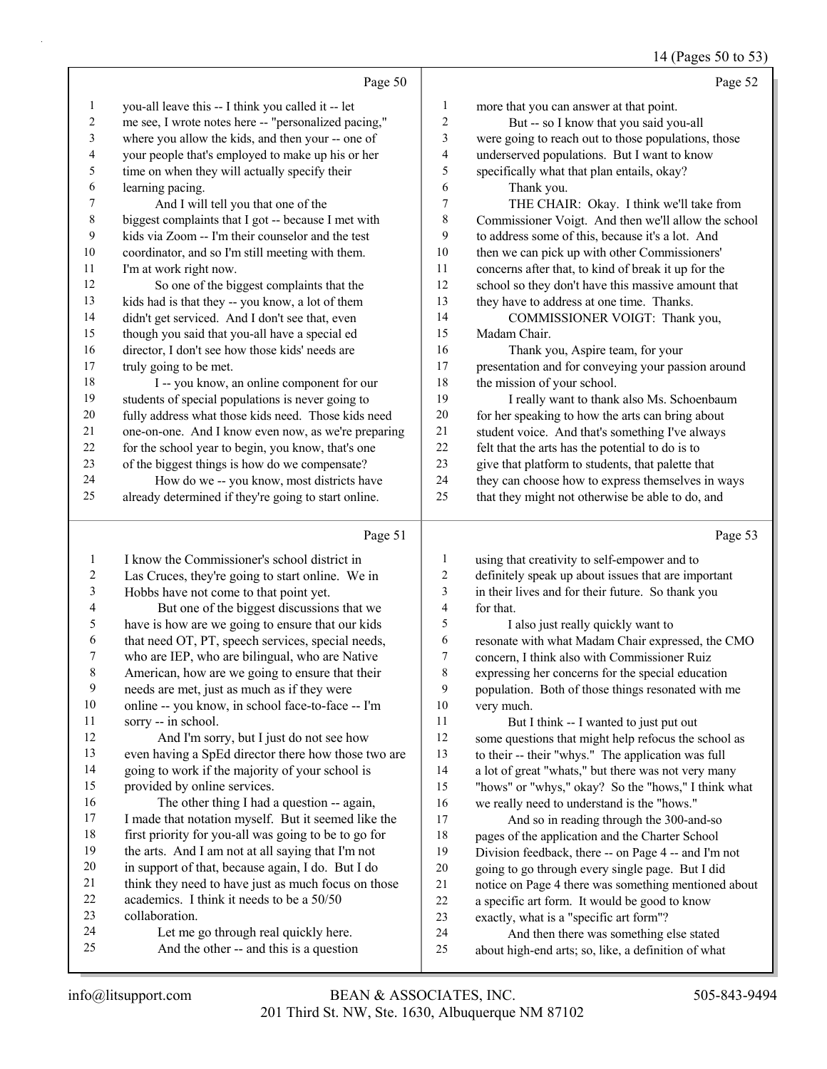Page 50

1 you-all leave this -- I think you called it -- let
2 me see, I wrote notes here -- "personalized pacing,"
3 where you allow the kids, and then your -- one of
4 your people that's employed to make up his or her
5 time on when they will actually specify their
6 learning pacing.
7 And I will tell you that one of the
8 biggest complaints that I got -- because I met with
9 kids via Zoom -- I'm their counselor and the test
10 coordinator, and so I'm still meeting with them.
11 I'm at work right now.
12 So one of the biggest complaints that the
13 kids had is that they -- you know, a lot of them
14 didn't get serviced. And I don't see that, even
15 though you said that you-all have a special ed
16 director, I don't see how those kids' needs are
17 truly going to be met.
18 I -- you know, an online component for our
19 students of special populations is never going to
20 fully address what those kids need. Those kids need
21 one-on-one. And I know even now, as we're preparing
22 for the school year to begin, you know, that's one
23 of the biggest things is how do we compensate?
24 How do we -- you know, most districts have
25 already determined if they're going to start online.

Page 51

1 I know the Commissioner's school district in
2 Las Cruces, they're going to start online. We in
3 Hobbs have not come to that point yet.
4 But one of the biggest discussions that we
5 have is how are we going to ensure that our kids
6 that need OT, PT, speech services, special needs,
7 who are IEP, who are bilingual, who are Native
8 American, how are we going to ensure that their
9 needs are met, just as much as if they were
10 online -- you know, in school face-to-face -- I'm
11 sorry -- in school.
12 And I'm sorry, but I just do not see how
13 even having a SpEd director there how those two are
14 going to work if the majority of your school is
15 provided by online services.
16 The other thing I had a question -- again,
17 I made that notation myself. But it seemed like the
18 first priority for you-all was going to be to go for
19 the arts. And I am not at all saying that I'm not
20 in support of that, because again, I do. But I do
21 think they need to have just as much focus on those
22 academics. I think it needs to be a 50/50
23 collaboration.
24 Let me go through real quickly here.
25 And the other -- and this is a question

Page 52

1 more that you can answer at that point.
2 But -- so I know that you said you-all
3 were going to reach out to those populations, those
4 underserved populations. But I want to know
5 specifically what that plan entails, okay?
6 Thank you.
7 THE CHAIR: Okay. I think we'll take from
8 Commissioner Voigt. And then we'll allow the school
9 to address some of this, because it's a lot. And
10 then we can pick up with other Commissioners'
11 concerns after that, to kind of break it up for the
12 school so they don't have this massive amount that
13 they have to address at one time. Thanks.
14 COMMISSIONER VOIGT: Thank you,
15 Madam Chair.
16 Thank you, Aspire team, for your
17 presentation and for conveying your passion around
18 the mission of your school.
19 I really want to thank also Ms. Schoenbaum
20 for her speaking to how the arts can bring about
21 student voice. And that's something I've always
22 felt that the arts has the potential to do is to
23 give that platform to students, that palette that
24 they can choose how to express themselves in ways
25 that they might not otherwise be able to do, and

Page 53

1 using that creativity to self-empower and to
2 definitely speak up about issues that are important
3 in their lives and for their future. So thank you
4 for that.
5 I also just really quickly want to
6 resonate with what Madam Chair expressed, the CMO
7 concern, I think also with Commissioner Ruiz
8 expressing her concerns for the special education
9 population. Both of those things resonated with me
10 very much.
11 But I think -- I wanted to just put out
12 some questions that might help refocus the school as
13 to their -- their "whys." The application was full
14 a lot of great "whats," but there was not very many
15 "hows" or "whys," okay? So the "hows," I think what
16 we really need to understand is the "hows."
17 And so in reading through the 300-and-so
18 pages of the application and the Charter School
19 Division feedback, there -- on Page 4 -- and I'm not
20 going to go through every single page. But I did
21 notice on Page 4 there was something mentioned about
22 a specific art form. It would be good to know
23 exactly, what is a "specific art form"?
24 And then there was something else stated
25 about high-end arts; so, like, a definition of what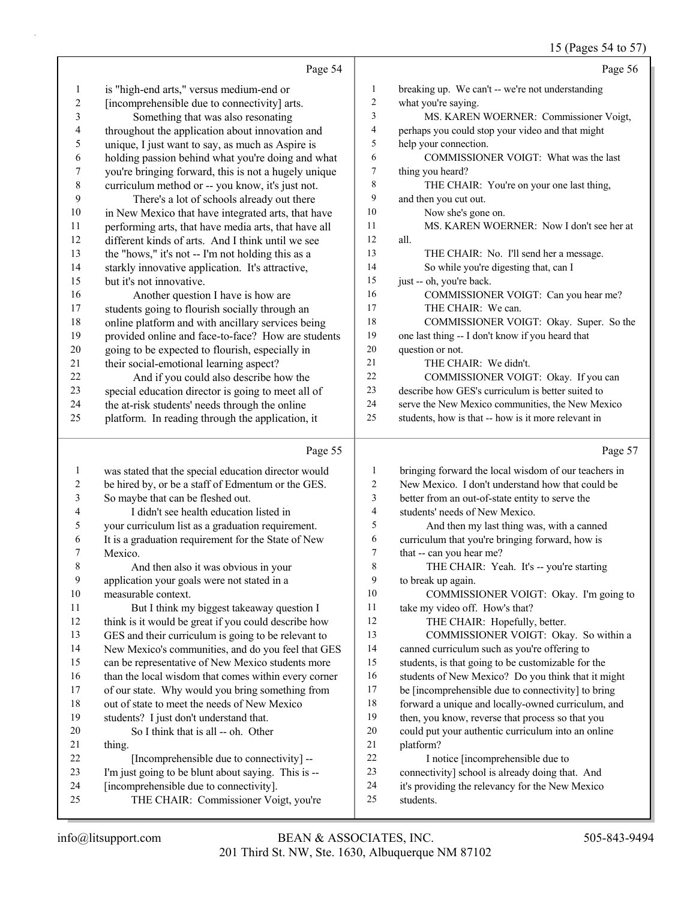Page 54

1 is "high-end arts," versus medium-end or
2 [incomprehensible due to connectivity] arts.
3 Something that was also resonating
4 throughout the application about innovation and
5 unique, I just want to say, as much as Aspire is
6 holding passion behind what you're doing and what
7 you're bringing forward, this is not a hugely unique
8 curriculum method or -- you know, it's just not.
9 There's a lot of schools already out there
10 in New Mexico that have integrated arts, that have
11 performing arts, that have media arts, that have all
12 different kinds of arts. And I think until we see
13 the "hows," it's not -- I'm not holding this as a
14 starkly innovative application. It's attractive,
15 but it's not innovative.
16 Another question I have is how are
17 students going to flourish socially through an
18 online platform and with ancillary services being
19 provided online and face-to-face? How are students
20 going to be expected to flourish, especially in
21 their social-emotional learning aspect?
22 And if you could also describe how the
23 special education director is going to meet all of
24 the at-risk students' needs through the online
25 platform. In reading through the application, it

Page 55

1 was stated that the special education director would
2 be hired by, or be a staff of Edmentum or the GES.
3 So maybe that can be fleshed out.
4 I didn't see health education listed in
5 your curriculum list as a graduation requirement.
6 It is a graduation requirement for the State of New
7 Mexico.
8 And then also it was obvious in your
9 application your goals were not stated in a
10 measurable context.
11 But I think my biggest takeaway question I
12 think is it would be great if you could describe how
13 GES and their curriculum is going to be relevant to
14 New Mexico's communities, and do you feel that GES
15 can be representative of New Mexico students more
16 than the local wisdom that comes within every corner
17 of our state. Why would you bring something from
18 out of state to meet the needs of New Mexico
19 students? I just don't understand that.
20 So I think that is all -- oh. Other
21 thing.
22 [Incomprehensible due to connectivity] --
23 I'm just going to be blunt about saying. This is --
24 [incomprehensible due to connectivity].
25 THE CHAIR: Commissioner Voigt, you're

Page 56

1 breaking up. We can't -- we're not understanding
2 what you're saying.
3 MS. KAREN WOERNER: Commissioner Voigt,
4 perhaps you could stop your video and that might
5 help your connection.
6 COMMISSIONER VOIGT: What was the last
7 thing you heard?
8 THE CHAIR: You're on your one last thing,
9 and then you cut out.
10 Now she's gone on.
11 MS. KAREN WOERNER: Now I don't see her at
12 all.
13 THE CHAIR: No. I'll send her a message.
14 So while you're digesting that, can I
15 just -- oh, you're back.
16 COMMISSIONER VOIGT: Can you hear me?
17 THE CHAIR: We can.
18 COMMISSIONER VOIGT: Okay. Super. So the
19 one last thing -- I don't know if you heard that
20 question or not.
21 THE CHAIR: We didn't.
22 COMMISSIONER VOIGT: Okay. If you can
23 describe how GES's curriculum is better suited to
24 serve the New Mexico communities, the New Mexico
25 students, how is that -- how is it more relevant in

Page 57

1 bringing forward the local wisdom of our teachers in
2 New Mexico. I don't understand how that could be
3 better from an out-of-state entity to serve the
4 students' needs of New Mexico.
5 And then my last thing was, with a canned
6 curriculum that you're bringing forward, how is
7 that -- can you hear me?
8 THE CHAIR: Yeah. It's -- you're starting
9 to break up again.
10 COMMISSIONER VOIGT: Okay. I'm going to
11 take my video off. How's that?
12 THE CHAIR: Hopefully, better.
13 COMMISSIONER VOIGT: Okay. So within a
14 canned curriculum such as you're offering to
15 students, is that going to be customizable for the
16 students of New Mexico? Do you think that it might
17 be [incomprehensible due to connectivity] to bring
18 forward a unique and locally-owned curriculum, and
19 then, you know, reverse that process so that you
20 could put your authentic curriculum into an online
21 platform?
22 I notice [incomprehensible due to
23 connectivity] school is already doing that. And
24 it's providing the relevancy for the New Mexico
25 students.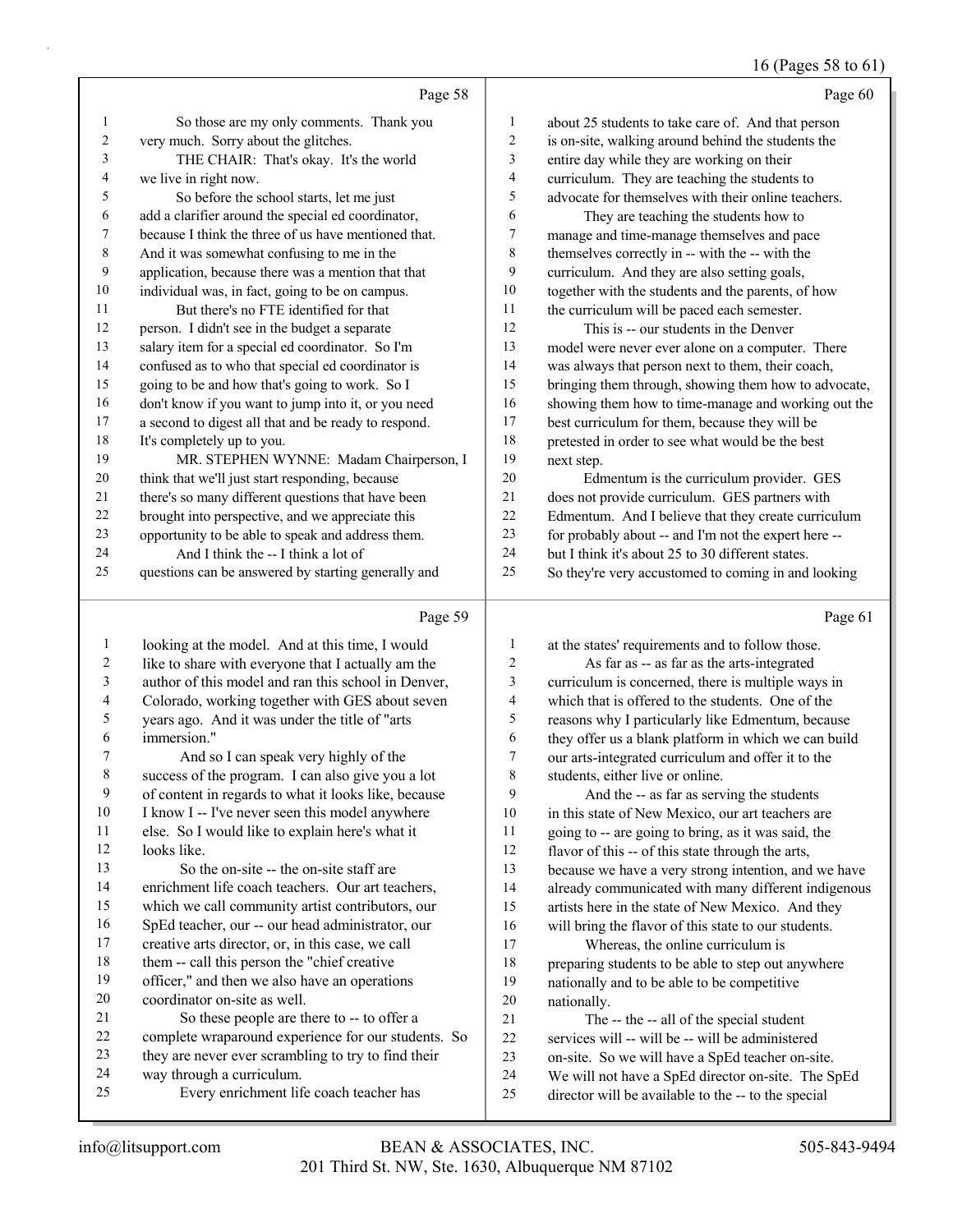Page 58

1 So those are my only comments. Thank you
2 very much. Sorry about the glitches.
3 THE CHAIR: That's okay. It's the world
4 we live in right now.
5 So before the school starts, let me just
6 add a clarifier around the special ed coordinator,
7 because I think the three of us have mentioned that.
8 And it was somewhat confusing to me in the
9 application, because there was a mention that that
10 individual was, in fact, going to be on campus.
11 But there's no FTE identified for that
12 person. I didn't see in the budget a separate
13 salary item for a special ed coordinator. So I'm
14 confused as to who that special ed coordinator is
15 going to be and how that's going to work. So I
16 don't know if you want to jump into it, or you need
17 a second to digest all that and be ready to respond.
18 It's completely up to you.
19 MR. STEPHEN WYNNE: Madam Chairperson, I
20 think that we'll just start responding, because
21 there's so many different questions that have been
22 brought into perspective, and we appreciate this
23 opportunity to be able to speak and address them.
24 And I think the -- I think a lot of
25 questions can be answered by starting generally and

Page 59

1 looking at the model. And at this time, I would
2 like to share with everyone that I actually am the
3 author of this model and ran this school in Denver,
4 Colorado, working together with GES about seven
5 years ago. And it was under the title of "arts
6 immersion."
7 And so I can speak very highly of the
8 success of the program. I can also give you a lot
9 of content in regards to what it looks like, because
10 I know I -- I've never seen this model anywhere
11 else. So I would like to explain here's what it
12 looks like.
13 So the on-site -- the on-site staff are
14 enrichment life coach teachers. Our art teachers,
15 which we call community artist contributors, our
16 SpEd teacher, our -- our head administrator, our
17 creative arts director, or, in this case, we call
18 them -- call this person the "chief creative
19 officer," and then we also have an operations
20 coordinator on-site as well.
21 So these people are there to -- to offer a
22 complete wraparound experience for our students. So
23 they are never ever scrambling to try to find their
24 way through a curriculum.
25 Every enrichment life coach teacher has

Page 60

1 about 25 students to take care of. And that person
2 is on-site, walking around behind the students the
3 entire day while they are working on their
4 curriculum. They are teaching the students to
5 advocate for themselves with their online teachers.
6 They are teaching the students how to
7 manage and time-manage themselves and pace
8 themselves correctly in -- with the -- with the
9 curriculum. And they are also setting goals,
10 together with the students and the parents, of how
11 the curriculum will be paced each semester.
12 This is -- our students in the Denver
13 model were never ever alone on a computer. There
14 was always that person next to them, their coach,
15 bringing them through, showing them how to advocate,
16 showing them how to time-manage and working out the
17 best curriculum for them, because they will be
18 pretested in order to see what would be the best
19 next step.
20 Edmentum is the curriculum provider. GES
21 does not provide curriculum. GES partners with
22 Edmentum. And I believe that they create curriculum
23 for probably about -- and I'm not the expert here --
24 but I think it's about 25 to 30 different states.
25 So they're very accustomed to coming in and looking

Page 61

1 at the states' requirements and to follow those.
2 As far as -- as far as the arts-integrated
3 curriculum is concerned, there is multiple ways in
4 which that is offered to the students. One of the
5 reasons why I particularly like Edmentum, because
6 they offer us a blank platform in which we can build
7 our arts-integrated curriculum and offer it to the
8 students, either live or online.
9 And the -- as far as serving the students
10 in this state of New Mexico, our art teachers are
11 going to -- are going to bring, as it was said, the
12 flavor of this -- of this state through the arts,
13 because we have a very strong intention, and we have
14 already communicated with many different indigenous
15 artists here in the state of New Mexico. And they
16 will bring the flavor of this state to our students.
17 Whereas, the online curriculum is
18 preparing students to be able to step out anywhere
19 nationally and to be able to be competitive
20 nationally.
21 The -- the -- all of the special student
22 services will -- will be -- will be administered
23 on-site. So we will have a SpEd teacher on-site.
24 We will not have a SpEd director on-site. The SpEd
25 director will be available to the -- to the special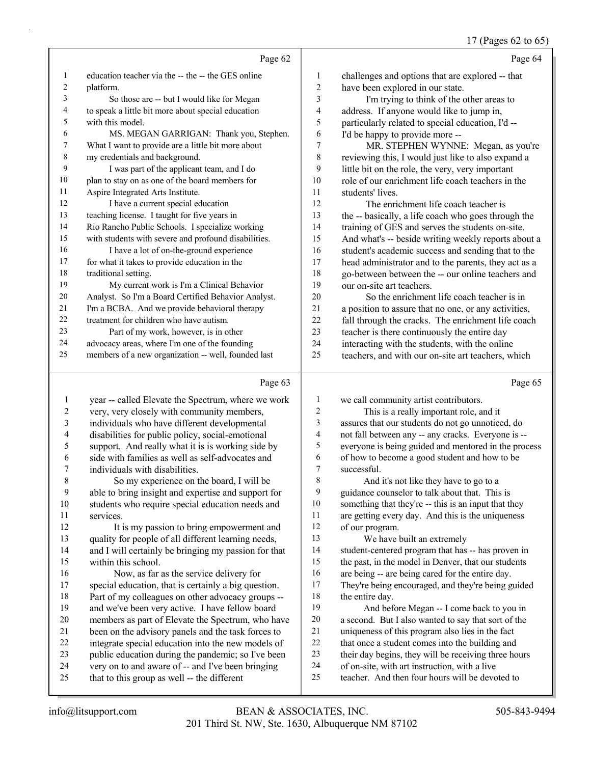Page 62

education teacher via the -- the -- the GES online platform.

So those are -- but I would like for Megan to speak a little bit more about special education with this model.

MS. MEGAN GARRIGAN: Thank you, Stephen. What I want to provide are a little bit more about my credentials and background.

I was part of the applicant team, and I do plan to stay on as one of the board members for Aspire Integrated Arts Institute.

I have a current special education teaching license. I taught for five years in Rio Rancho Public Schools. I specialize working with students with severe and profound disabilities.

I have a lot of on-the-ground experience for what it takes to provide education in the traditional setting.

My current work is I'm a Clinical Behavior Analyst. So I'm a Board Certified Behavior Analyst. I'm a BCBA. And we provide behavioral therapy treatment for children who have autism.

Part of my work, however, is in other advocacy areas, where I'm one of the founding members of a new organization -- well, founded last

Page 63

year -- called Elevate the Spectrum, where we work very, very closely with community members, individuals who have different developmental disabilities for public policy, social-emotional support. And really what it is is working side by side with families as well as self-advocates and individuals with disabilities.

So my experience on the board, I will be able to bring insight and expertise and support for students who require special education needs and services.

It is my passion to bring empowerment and quality for people of all different learning needs, and I will certainly be bringing my passion for that within this school.

Now, as far as the service delivery for special education, that is certainly a big question. Part of my colleagues on other advocacy groups -- and we've been very active. I have fellow board members as part of Elevate the Spectrum, who have been on the advisory panels and the task forces to integrate special education into the new models of public education during the pandemic; so I've been very on to and aware of -- and I've been bringing that to this group as well -- the different

Page 64

challenges and options that are explored -- that have been explored in our state.

I'm trying to think of the other areas to address. If anyone would like to jump in, particularly related to special education, I'd -- I'd be happy to provide more --

MR. STEPHEN WYNNE: Megan, as you're reviewing this, I would just like to also expand a little bit on the role, the very, very important role of our enrichment life coach teachers in the students' lives.

The enrichment life coach teacher is the -- basically, a life coach who goes through the training of GES and serves the students on-site. And what's -- beside writing weekly reports about a student's academic success and sending that to the head administrator and to the parents, they act as a go-between between the -- our online teachers and our on-site art teachers.

So the enrichment life coach teacher is in a position to assure that no one, or any activities, fall through the cracks. The enrichment life coach teacher is there continuously the entire day interacting with the students, with the online teachers, and with our on-site art teachers, which

Page 65

we call community artist contributors.

This is a really important role, and it assures that our students do not go unnoticed, do not fall between any -- any cracks. Everyone is -- everyone is being guided and mentored in the process of how to become a good student and how to be successful.

And it's not like they have to go to a guidance counselor to talk about that. This is something that they're -- this is an input that they are getting every day. And this is the uniqueness of our program.

We have built an extremely student-centered program that has -- has proven in the past, in the model in Denver, that our students are being -- are being cared for the entire day. They're being encouraged, and they're being guided the entire day.

And before Megan -- I come back to you in a second. But I also wanted to say that sort of the uniqueness of this program also lies in the fact that once a student comes into the building and their day begins, they will be receiving three hours of on-site, with art instruction, with a live teacher. And then four hours will be devoted to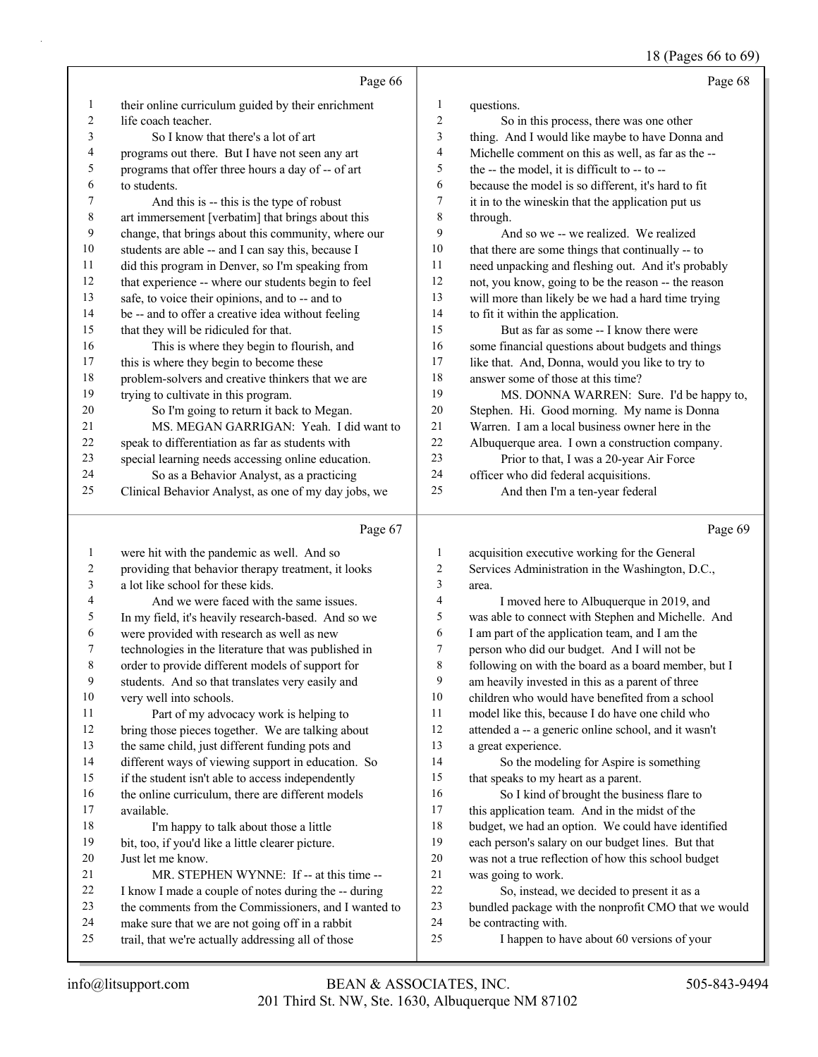Page 66

1 their online curriculum guided by their enrichment
2 life coach teacher.
3 So I know that there's a lot of art
4 programs out there. But I have not seen any art
5 programs that offer three hours a day of -- of art
6 to students.
7 And this is -- this is the type of robust
8 art immersement [verbatim] that brings about this
9 change, that brings about this community, where our
10 students are able -- and I can say this, because I
11 did this program in Denver, so I'm speaking from
12 that experience -- where our students begin to feel
13 safe, to voice their opinions, and to -- and to
14 be -- and to offer a creative idea without feeling
15 that they will be ridiculed for that.
16 This is where they begin to flourish, and
17 this is where they begin to become these
18 problem-solvers and creative thinkers that we are
19 trying to cultivate in this program.
20 So I'm going to return it back to Megan.
21 MS. MEGAN GARRIGAN: Yeah. I did want to
22 speak to differentiation as far as students with
23 special learning needs accessing online education.
24 So as a Behavior Analyst, as a practicing
25 Clinical Behavior Analyst, as one of my day jobs, we

Page 67

1 were hit with the pandemic as well. And so
2 providing that behavior therapy treatment, it looks
3 a lot like school for these kids.
4 And we were faced with the same issues.
5 In my field, it's heavily research-based. And so we
6 were provided with research as well as new
7 technologies in the literature that was published in
8 order to provide different models of support for
9 students. And so that translates very easily and
10 very well into schools.
11 Part of my advocacy work is helping to
12 bring those pieces together. We are talking about
13 the same child, just different funding pots and
14 different ways of viewing support in education. So
15 if the student isn't able to access independently
16 the online curriculum, there are different models
17 available.
18 I'm happy to talk about those a little
19 bit, too, if you'd like a little clearer picture.
20 Just let me know.
21 MR. STEPHEN WYNNE: If -- at this time --
22 I know I made a couple of notes during the -- during
23 the comments from the Commissioners, and I wanted to
24 make sure that we are not going off in a rabbit
25 trail, that we're actually addressing all of those

Page 68

1 questions.
2 So in this process, there was one other
3 thing. And I would like maybe to have Donna and
4 Michelle comment on this as well, as far as the --
5 the -- the model, it is difficult to -- to --
6 because the model is so different, it's hard to fit
7 it in to the wineskin that the application put us
8 through.
9 And so we -- we realized. We realized
10 that there are some things that continually -- to
11 need unpacking and fleshing out. And it's probably
12 not, you know, going to be the reason -- the reason
13 will more than likely be we had a hard time trying
14 to fit it within the application.
15 But as far as some -- I know there were
16 some financial questions about budgets and things
17 like that. And, Donna, would you like to try to
18 answer some of those at this time?
19 MS. DONNA WARREN: Sure. I'd be happy to,
20 Stephen. Hi. Good morning. My name is Donna
21 Warren. I am a local business owner here in the
22 Albuquerque area. I own a construction company.
23 Prior to that, I was a 20-year Air Force
24 officer who did federal acquisitions.
25 And then I'm a ten-year federal

Page 69

1 acquisition executive working for the General
2 Services Administration in the Washington, D.C.,
3 area.
4 I moved here to Albuquerque in 2019, and
5 was able to connect with Stephen and Michelle. And
6 I am part of the application team, and I am the
7 person who did our budget. And I will not be
8 following on with the board as a board member, but I
9 am heavily invested in this as a parent of three
10 children who would have benefited from a school
11 model like this, because I do have one child who
12 attended a -- a generic online school, and it wasn't
13 a great experience.
14 So the modeling for Aspire is something
15 that speaks to my heart as a parent.
16 So I kind of brought the business flare to
17 this application team. And in the midst of the
18 budget, we had an option. We could have identified
19 each person's salary on our budget lines. But that
20 was not a true reflection of how this school budget
21 was going to work.
22 So, instead, we decided to present it as a
23 bundled package with the nonprofit CMO that we would
24 be contracting with.
25 I happen to have about 60 versions of your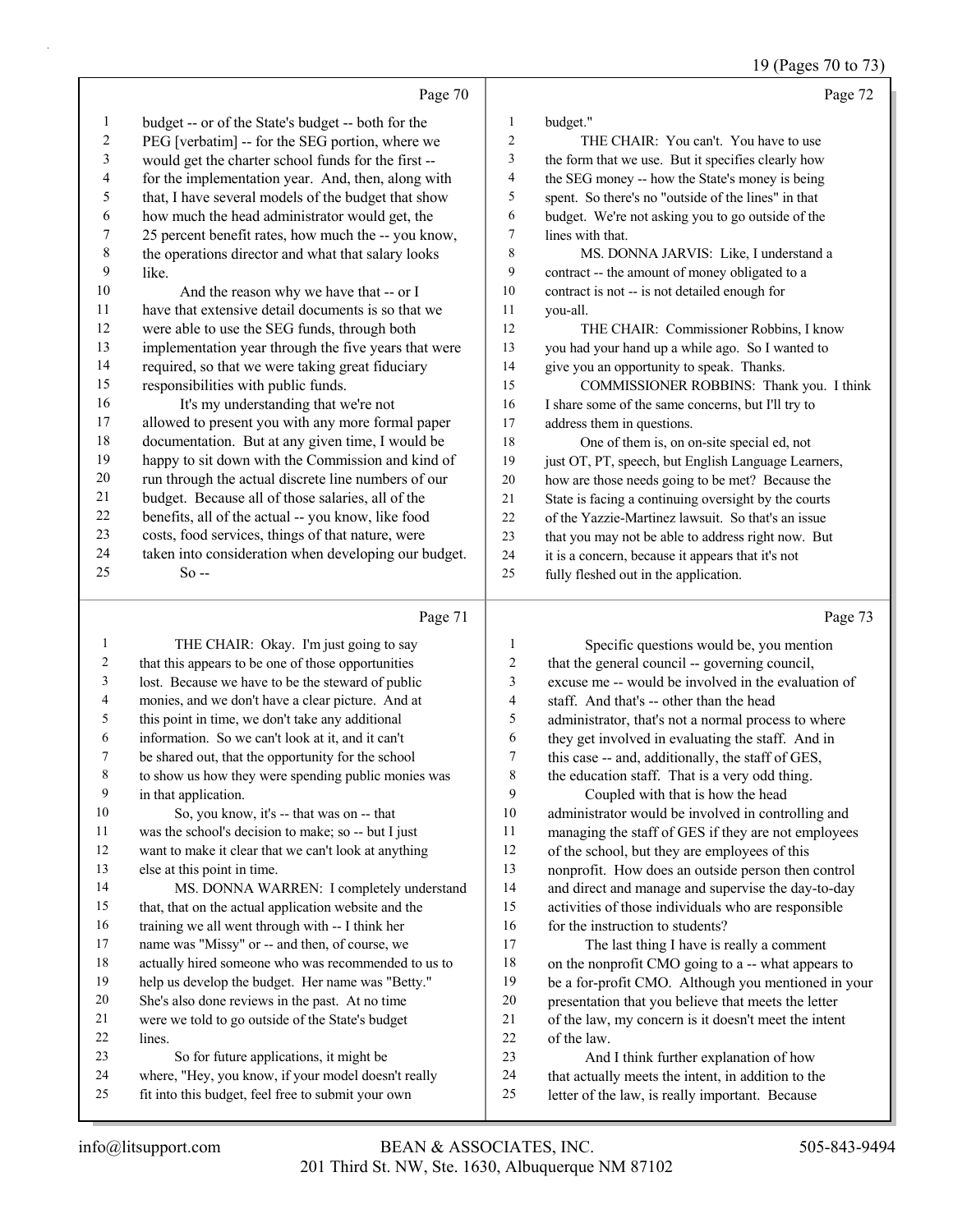Page 70

budget -- or of the State's budget -- both for the PEG [verbatim] -- for the SEG portion, where we would get the charter school funds for the first -- for the implementation year. And, then, along with that, I have several models of the budget that show how much the head administrator would get, the 25 percent benefit rates, how much the -- you know, the operations director and what that salary looks like.

And the reason why we have that -- or I have that extensive detail documents is so that we were able to use the SEG funds, through both implementation year through the five years that were required, so that we were taking great fiduciary responsibilities with public funds.

It's my understanding that we're not allowed to present you with any more formal paper documentation. But at any given time, I would be happy to sit down with the Commission and kind of run through the actual discrete line numbers of our budget. Because all of those salaries, all of the benefits, all of the actual -- you know, like food costs, food services, things of that nature, were taken into consideration when developing our budget.

So --

Page 71

THE CHAIR: Okay. I'm just going to say that this appears to be one of those opportunities lost. Because we have to be the steward of public monies, and we don't have a clear picture. And at this point in time, we don't take any additional information. So we can't look at it, and it can't be shared out, that the opportunity for the school to show us how they were spending public monies was in that application.

So, you know, it's -- that was on -- that was the school's decision to make; so -- but I just want to make it clear that we can't look at anything else at this point in time.

MS. DONNA WARREN: I completely understand that, that on the actual application website and the training we all went through with -- I think her name was "Missy" or -- and then, of course, we actually hired someone who was recommended to us to help us develop the budget. Her name was "Betty." She's also done reviews in the past. At no time were we told to go outside of the State's budget lines.

So for future applications, it might be where, "Hey, you know, if your model doesn't really fit into this budget, feel free to submit your own

Page 72

budget."

THE CHAIR: You can't. You have to use the form that we use. But it specifies clearly how the SEG money -- how the State's money is being spent. So there's no "outside of the lines" in that budget. We're not asking you to go outside of the lines with that.

MS. DONNA JARVIS: Like, I understand a contract -- the amount of money obligated to a contract is not -- is not detailed enough for you-all.

THE CHAIR: Commissioner Robbins, I know you had your hand up a while ago. So I wanted to give you an opportunity to speak. Thanks.

COMMISSIONER ROBBINS: Thank you. I think I share some of the same concerns, but I'll try to address them in questions.

One of them is, on on-site special ed, not just OT, PT, speech, but English Language Learners, how are those needs going to be met? Because the State is facing a continuing oversight by the courts of the Yazzie-Martinez lawsuit. So that's an issue that you may not be able to address right now. But it is a concern, because it appears that it's not fully fleshed out in the application.

Page 73

Specific questions would be, you mention that the general council -- governing council, excuse me -- would be involved in the evaluation of staff. And that's -- other than the head administrator, that's not a normal process to where they get involved in evaluating the staff. And in this case -- and, additionally, the staff of GES, the education staff. That is a very odd thing.

Coupled with that is how the head administrator would be involved in controlling and managing the staff of GES if they are not employees of the school, but they are employees of this nonprofit. How does an outside person then control and direct and manage and supervise the day-to-day activities of those individuals who are responsible for the instruction to students?

The last thing I have is really a comment on the nonprofit CMO going to a -- what appears to be a for-profit CMO. Although you mentioned in your presentation that you believe that meets the letter of the law, my concern is it doesn't meet the intent of the law.

And I think further explanation of how that actually meets the intent, in addition to the letter of the law, is really important. Because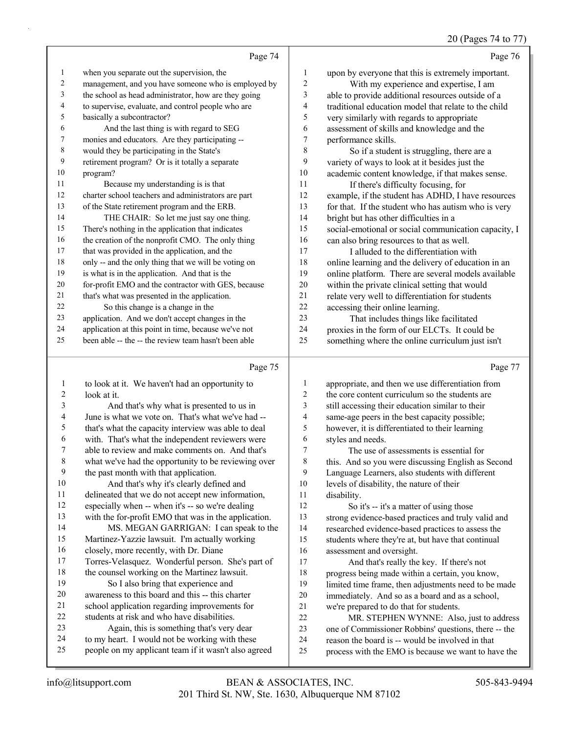## Page 74

1 when you separate out the supervision, the
2 management, and you have someone who is employed by
3 the school as head administrator, how are they going
4 to supervise, evaluate, and control people who are
5 basically a subcontractor?
6 And the last thing is with regard to SEG
7 monies and educators. Are they participating --
8 would they be participating in the State's
9 retirement program? Or is it totally a separate
10 program?
11 Because my understanding is is that
12 charter school teachers and administrators are part
13 of the State retirement program and the ERB.
14 THE CHAIR: So let me just say one thing.
15 There's nothing in the application that indicates
16 the creation of the nonprofit CMO. The only thing
17 that was provided in the application, and the
18 only -- and the only thing that we will be voting on
19 is what is in the application. And that is the
20 for-profit EMO and the contractor with GES, because
21 that's what was presented in the application.
22 So this change is a change in the
23 application. And we don't accept changes in the
24 application at this point in time, because we've not
25 been able -- the -- the review team hasn't been able

## Page 75

1 to look at it. We haven't had an opportunity to
2 look at it.
3 And that's why what is presented to us in
4 June is what we vote on. That's what we've had --
5 that's what the capacity interview was able to deal
6 with. That's what the independent reviewers were
7 able to review and make comments on. And that's
8 what we've had the opportunity to be reviewing over
9 the past month with that application.
10 And that's why it's clearly defined and
11 delineated that we do not accept new information,
12 especially when -- when it's -- so we're dealing
13 with the for-profit EMO that was in the application.
14 MS. MEGAN GARRIGAN: I can speak to the
15 Martinez-Yazzie lawsuit. I'm actually working
16 closely, more recently, with Dr. Diane
17 Torres-Velasquez. Wonderful person. She's part of
18 the counsel working on the Martinez lawsuit.
19 So I also bring that experience and
20 awareness to this board and this -- this charter
21 school application regarding improvements for
22 students at risk and who have disabilities.
23 Again, this is something that's very dear
24 to my heart. I would not be working with these
25 people on my applicant team if it wasn't also agreed

## Page 76

1 upon by everyone that this is extremely important.
2 With my experience and expertise, I am
3 able to provide additional resources outside of a
4 traditional education model that relate to the child
5 very similarly with regards to appropriate
6 assessment of skills and knowledge and the
7 performance skills.
8 So if a student is struggling, there are a
9 variety of ways to look at it besides just the
10 academic content knowledge, if that makes sense.
11 If there's difficulty focusing, for
12 example, if the student has ADHD, I have resources
13 for that. If the student who has autism who is very
14 bright but has other difficulties in a
15 social-emotional or social communication capacity, I
16 can also bring resources to that as well.
17 I alluded to the differentiation with
18 online learning and the delivery of education in an
19 online platform. There are several models available
20 within the private clinical setting that would
21 relate very well to differentiation for students
22 accessing their online learning.
23 That includes things like facilitated
24 proxies in the form of our ELCTs. It could be
25 something where the online curriculum just isn't

## Page 77

1 appropriate, and then we use differentiation from
2 the core content curriculum so the students are
3 still accessing their education similar to their
4 same-age peers in the best capacity possible;
5 however, it is differentiated to their learning
6 styles and needs.
7 The use of assessments is essential for
8 this. And so you were discussing English as Second
9 Language Learners, also students with different
10 levels of disability, the nature of their
11 disability.
12 So it's -- it's a matter of using those
13 strong evidence-based practices and truly valid and
14 researched evidence-based practices to assess the
15 students where they're at, but have that continual
16 assessment and oversight.
17 And that's really the key. If there's not
18 progress being made within a certain, you know,
19 limited time frame, then adjustments need to be made
20 immediately. And so as a board and as a school,
21 we're prepared to do that for students.
22 MR. STEPHEN WYNNE: Also, just to address
23 one of Commissioner Robbins' questions, there -- the
24 reason the board is -- would be involved in that
25 process with the EMO is because we want to have the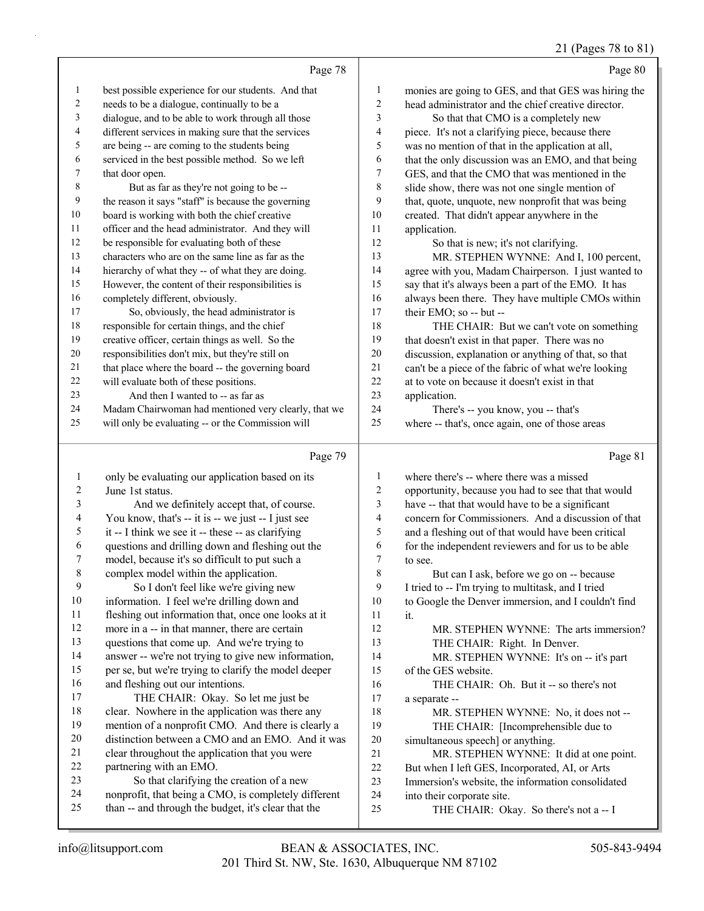Page 78

1 best possible experience for our students. And that
2 needs to be a dialogue, continually to be a
3 dialogue, and to be able to work through all those
4 different services in making sure that the services
5 are being -- are coming to the students being
6 serviced in the best possible method. So we left
7 that door open.
8 But as far as they're not going to be --
9 the reason it says "staff" is because the governing
10 board is working with both the chief creative
11 officer and the head administrator. And they will
12 be responsible for evaluating both of these
13 characters who are on the same line as far as the
14 hierarchy of what they -- of what they are doing.
15 However, the content of their responsibilities is
16 completely different, obviously.
17 So, obviously, the head administrator is
18 responsible for certain things, and the chief
19 creative officer, certain things as well. So the
20 responsibilities don't mix, but they're still on
21 that place where the board -- the governing board
22 will evaluate both of these positions.
23 And then I wanted to -- as far as
24 Madam Chairwoman had mentioned very clearly, that we
25 will only be evaluating -- or the Commission will

Page 79

1 only be evaluating our application based on its
2 June 1st status.
3 And we definitely accept that, of course.
4 You know, that's -- it is -- we just -- I just see
5 it -- I think we see it -- these -- as clarifying
6 questions and drilling down and fleshing out the
7 model, because it's so difficult to put such a
8 complex model within the application.
9 So I don't feel like we're giving new
10 information. I feel we're drilling down and
11 fleshing out information that, once one looks at it
12 more in a -- in that manner, there are certain
13 questions that come up. And we're trying to
14 answer -- we're not trying to give new information,
15 per se, but we're trying to clarify the model deeper
16 and fleshing out our intentions.
17 THE CHAIR: Okay. So let me just be
18 clear. Nowhere in the application was there any
19 mention of a nonprofit CMO. And there is clearly a
20 distinction between a CMO and an EMO. And it was
21 clear throughout the application that you were
22 partnering with an EMO.
23 So that clarifying the creation of a new
24 nonprofit, that being a CMO, is completely different
25 than -- and through the budget, it's clear that the

Page 80

1 monies are going to GES, and that GES was hiring the
2 head administrator and the chief creative director.
3 So that that CMO is a completely new
4 piece. It's not a clarifying piece, because there
5 was no mention of that in the application at all,
6 that the only discussion was an EMO, and that being
7 GES, and that the CMO that was mentioned in the
8 slide show, there was not one single mention of
9 that, quote, unquote, new nonprofit that was being
10 created. That didn't appear anywhere in the
11 application.
12 So that is new; it's not clarifying.
13 MR. STEPHEN WYNNE: And I, 100 percent,
14 agree with you, Madam Chairperson. I just wanted to
15 say that it's always been a part of the EMO. It has
16 always been there. They have multiple CMOs within
17 their EMO; so -- but --
18 THE CHAIR: But we can't vote on something
19 that doesn't exist in that paper. There was no
20 discussion, explanation or anything of that, so that
21 can't be a piece of the fabric of what we're looking
22 at to vote on because it doesn't exist in that
23 application.
24 There's -- you know, you -- that's
25 where -- that's, once again, one of those areas

Page 81

1 where there's -- where there was a missed
2 opportunity, because you had to see that that would
3 have -- that that would have to be a significant
4 concern for Commissioners. And a discussion of that
5 and a fleshing out of that would have been critical
6 for the independent reviewers and for us to be able
7 to see.
8 But can I ask, before we go on -- because
9 I tried to -- I'm trying to multitask, and I tried
10 to Google the Denver immersion, and I couldn't find
11 it.
12 MR. STEPHEN WYNNE: The arts immersion?
13 THE CHAIR: Right. In Denver.
14 MR. STEPHEN WYNNE: It's on -- it's part
15 of the GES website.
16 THE CHAIR: Oh. But it -- so there's not
17 a separate --
18 MR. STEPHEN WYNNE: No, it does not --
19 THE CHAIR: [Incomprehensible due to
20 simultaneous speech] or anything.
21 MR. STEPHEN WYNNE: It did at one point.
22 But when I left GES, Incorporated, AI, or Arts
23 Immersion's website, the information consolidated
24 into their corporate site.
25 THE CHAIR: Okay. So there's not a -- I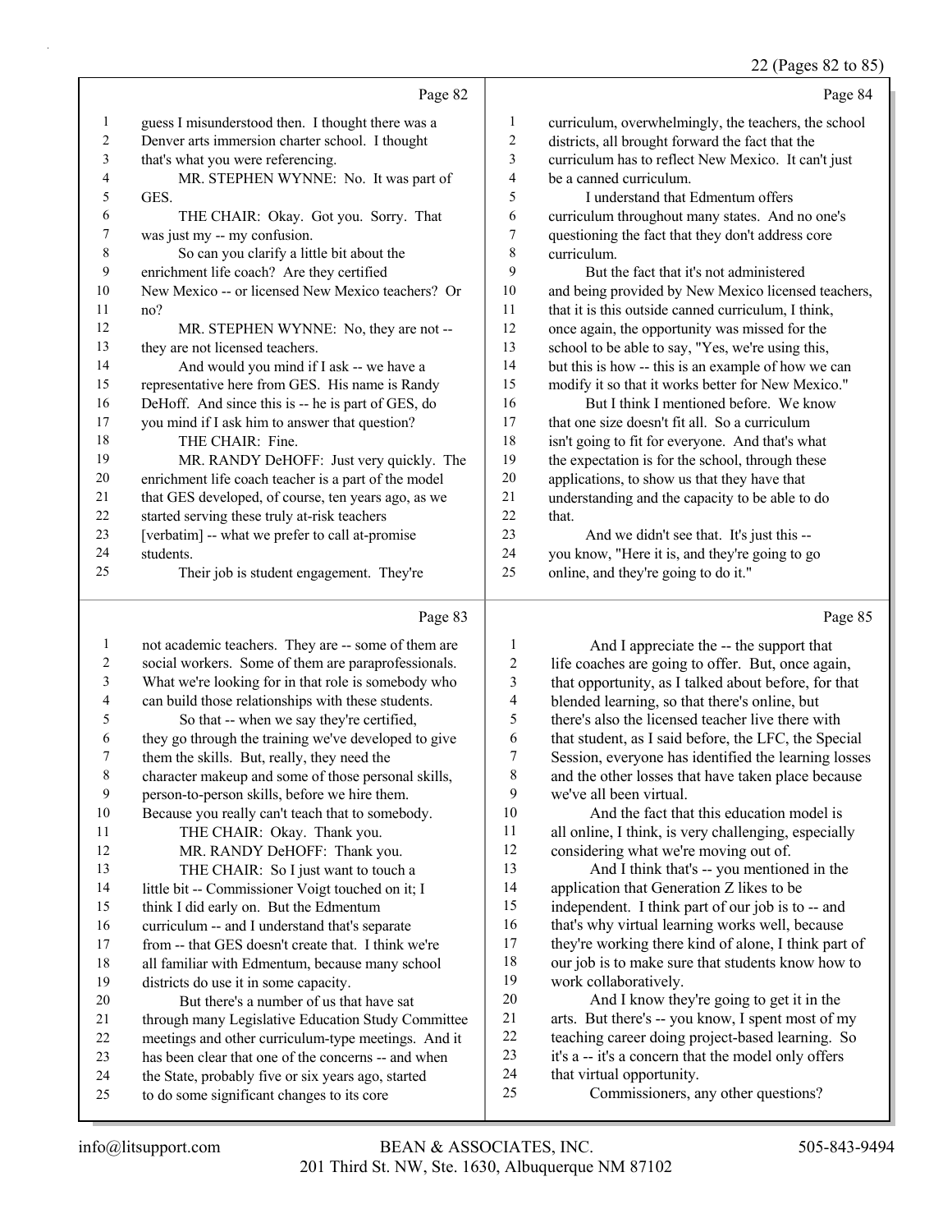Page 82

guess I misunderstood then. I thought there was a Denver arts immersion charter school. I thought that's what you were referencing.

MR. STEPHEN WYNNE: No. It was part of GES.

THE CHAIR: Okay. Got you. Sorry. That was just my -- my confusion.

So can you clarify a little bit about the enrichment life coach? Are they certified New Mexico -- or licensed New Mexico teachers? Or no?

MR. STEPHEN WYNNE: No, they are not -- they are not licensed teachers.

And would you mind if I ask -- we have a representative here from GES. His name is Randy DeHoff. And since this is -- he is part of GES, do you mind if I ask him to answer that question?

THE CHAIR: Fine.

MR. RANDY DeHOFF: Just very quickly. The enrichment life coach teacher is a part of the model that GES developed, of course, ten years ago, as we started serving these truly at-risk teachers [verbatim] -- what we prefer to call at-promise students.

Their job is student engagement. They're

Page 83

not academic teachers. They are -- some of them are social workers. Some of them are paraprofessionals. What we're looking for in that role is somebody who can build those relationships with these students.

So that -- when we say they're certified, they go through the training we've developed to give them the skills. But, really, they need the character makeup and some of those personal skills, person-to-person skills, before we hire them. Because you really can't teach that to somebody.

THE CHAIR: Okay. Thank you.

MR. RANDY DeHOFF: Thank you.

THE CHAIR: So I just want to touch a little bit -- Commissioner Voigt touched on it; I think I did early on. But the Edmentum curriculum -- and I understand that's separate from -- that GES doesn't create that. I think we're all familiar with Edmentum, because many school districts do use it in some capacity.

But there's a number of us that have sat through many Legislative Education Study Committee meetings and other curriculum-type meetings. And it has been clear that one of the concerns -- and when the State, probably five or six years ago, started to do some significant changes to its core

Page 84

curriculum, overwhelmingly, the teachers, the school districts, all brought forward the fact that the curriculum has to reflect New Mexico. It can't just be a canned curriculum.

I understand that Edmentum offers curriculum throughout many states. And no one's questioning the fact that they don't address core curriculum.

But the fact that it's not administered and being provided by New Mexico licensed teachers, that it is this outside canned curriculum, I think, once again, the opportunity was missed for the school to be able to say, "Yes, we're using this, but this is how -- this is an example of how we can modify it so that it works better for New Mexico."

But I think I mentioned before. We know that one size doesn't fit all. So a curriculum isn't going to fit for everyone. And that's what the expectation is for the school, through these applications, to show us that they have that understanding and the capacity to be able to do that.

And we didn't see that. It's just this -- you know, "Here it is, and they're going to go online, and they're going to do it."

Page 85

And I appreciate the -- the support that life coaches are going to offer. But, once again, that opportunity, as I talked about before, for that blended learning, so that there's online, but there's also the licensed teacher live there with that student, as I said before, the LFC, the Special Session, everyone has identified the learning losses and the other losses that have taken place because we've all been virtual.

And the fact that this education model is all online, I think, is very challenging, especially considering what we're moving out of.

And I think that's -- you mentioned in the application that Generation Z likes to be independent. I think part of our job is to -- and that's why virtual learning works well, because they're working there kind of alone, I think part of our job is to make sure that students know how to work collaboratively.

And I know they're going to get it in the arts. But there's -- you know, I spent most of my teaching career doing project-based learning. So it's a -- it's a concern that the model only offers that virtual opportunity.

Commissioners, any other questions?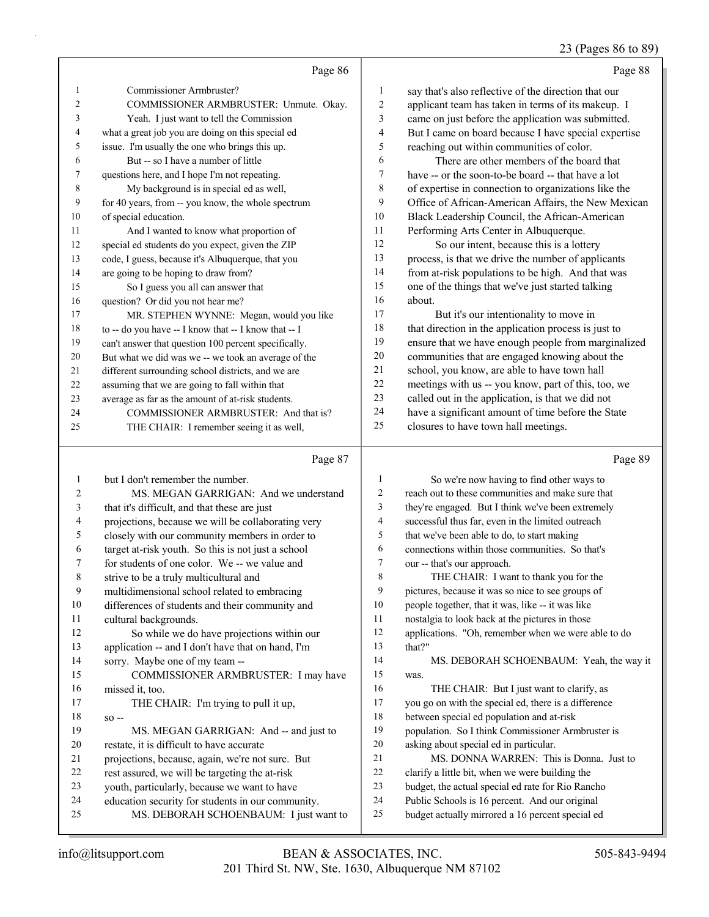Page 86

1 Commissioner Armbruster?
2 COMMISSIONER ARMBRUSTER: Unmute. Okay.
3 Yeah. I just want to tell the Commission
4 what a great job you are doing on this special ed
5 issue. I'm usually the one who brings this up.
6 But -- so I have a number of little
7 questions here, and I hope I'm not repeating.
8 My background is in special ed as well,
9 for 40 years, from -- you know, the whole spectrum
10 of special education.
11 And I wanted to know what proportion of
12 special ed students do you expect, given the ZIP
13 code, I guess, because it's Albuquerque, that you
14 are going to be hoping to draw from?
15 So I guess you all can answer that
16 question? Or did you not hear me?
17 MR. STEPHEN WYNNE: Megan, would you like
18 to -- do you have -- I know that -- I know that -- I
19 can't answer that question 100 percent specifically.
20 But what we did was we -- we took an average of the
21 different surrounding school districts, and we are
22 assuming that we are going to fall within that
23 average as far as the amount of at-risk students.
24 COMMISSIONER ARMBRUSTER: And that is?
25 THE CHAIR: I remember seeing it as well,

Page 87

1 but I don't remember the number.
2 MS. MEGAN GARRIGAN: And we understand
3 that it's difficult, and that these are just
4 projections, because we will be collaborating very
5 closely with our community members in order to
6 target at-risk youth. So this is not just a school
7 for students of one color. We -- we value and
8 strive to be a truly multicultural and
9 multidimensional school related to embracing
10 differences of students and their community and
11 cultural backgrounds.
12 So while we do have projections within our
13 application -- and I don't have that on hand, I'm
14 sorry. Maybe one of my team --
15 COMMISSIONER ARMBRUSTER: I may have
16 missed it, too.
17 THE CHAIR: I'm trying to pull it up,
18 so --
19 MS. MEGAN GARRIGAN: And -- and just to
20 restate, it is difficult to have accurate
21 projections, because, again, we're not sure. But
22 rest assured, we will be targeting the at-risk
23 youth, particularly, because we want to have
24 education security for students in our community.
25 MS. DEBORAH SCHOENBAUM: I just want to

Page 88

1 say that's also reflective of the direction that our
2 applicant team has taken in terms of its makeup. I
3 came on just before the application was submitted.
4 But I came on board because I have special expertise
5 reaching out within communities of color.
6 There are other members of the board that
7 have -- or the soon-to-be board -- that have a lot
8 of expertise in connection to organizations like the
9 Office of African-American Affairs, the New Mexican
10 Black Leadership Council, the African-American
11 Performing Arts Center in Albuquerque.
12 So our intent, because this is a lottery
13 process, is that we drive the number of applicants
14 from at-risk populations to be high. And that was
15 one of the things that we've just started talking
16 about.
17 But it's our intentionality to move in
18 that direction in the application process is just to
19 ensure that we have enough people from marginalized
20 communities that are engaged knowing about the
21 school, you know, are able to have town hall
22 meetings with us -- you know, part of this, too, we
23 called out in the application, is that we did not
24 have a significant amount of time before the State
25 closures to have town hall meetings.

Page 89

1 So we're now having to find other ways to
2 reach out to these communities and make sure that
3 they're engaged. But I think we've been extremely
4 successful thus far, even in the limited outreach
5 that we've been able to do, to start making
6 connections within those communities. So that's
7 our -- that's our approach.
8 THE CHAIR: I want to thank you for the
9 pictures, because it was so nice to see groups of
10 people together, that it was, like -- it was like
11 nostalgia to look back at the pictures in those
12 applications. "Oh, remember when we were able to do
13 that?"
14 MS. DEBORAH SCHOENBAUM: Yeah, the way it
15 was.
16 THE CHAIR: But I just want to clarify, as
17 you go on with the special ed, there is a difference
18 between special ed population and at-risk
19 population. So I think Commissioner Armbruster is
20 asking about special ed in particular.
21 MS. DONNA WARREN: This is Donna. Just to
22 clarify a little bit, when we were building the
23 budget, the actual special ed rate for Rio Rancho
24 Public Schools is 16 percent. And our original
25 budget actually mirrored a 16 percent special ed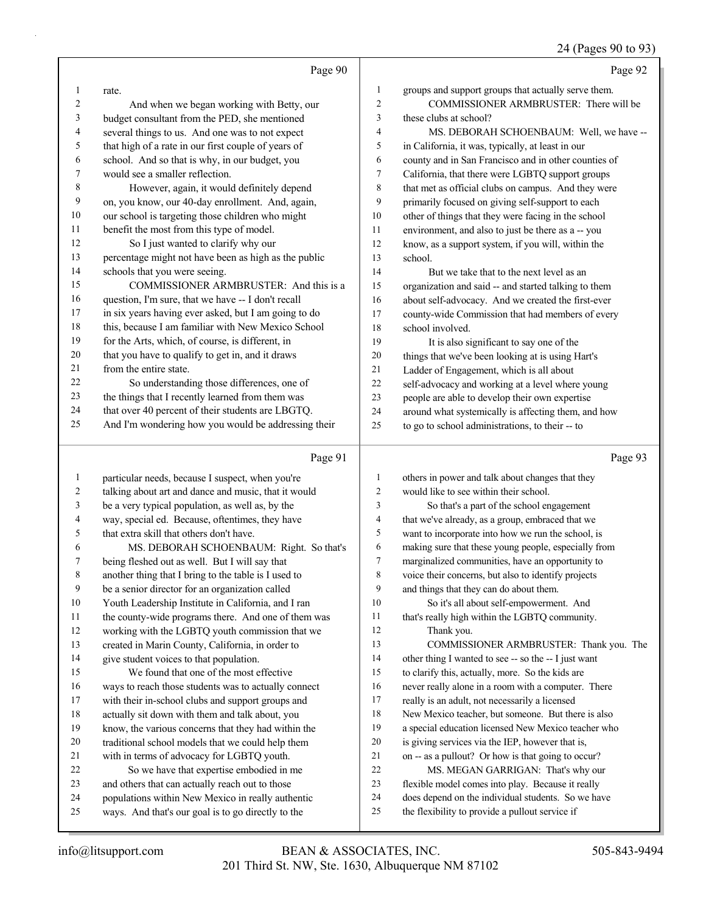Page 90

1 rate.
2 And when we began working with Betty, our
3 budget consultant from the PED, she mentioned
4 several things to us. And one was to not expect
5 that high of a rate in our first couple of years of
6 school. And so that is why, in our budget, you
7 would see a smaller reflection.
8 However, again, it would definitely depend
9 on, you know, our 40-day enrollment. And, again,
10 our school is targeting those children who might
11 benefit the most from this type of model.
12 So I just wanted to clarify why our
13 percentage might not have been as high as the public
14 schools that you were seeing.
15 COMMISSIONER ARMBRUSTER: And this is a
16 question, I'm sure, that we have -- I don't recall
17 in six years having ever asked, but I am going to do
18 this, because I am familiar with New Mexico School
19 for the Arts, which, of course, is different, in
20 that you have to qualify to get in, and it draws
21 from the entire state.
22 So understanding those differences, one of
23 the things that I recently learned from them was
24 that over 40 percent of their students are LBGTQ.
25 And I'm wondering how you would be addressing their

Page 91

1 particular needs, because I suspect, when you're
2 talking about art and dance and music, that it would
3 be a very typical population, as well as, by the
4 way, special ed. Because, oftentimes, they have
5 that extra skill that others don't have.
6 MS. DEBORAH SCHOENBAUM: Right. So that's
7 being fleshed out as well. But I will say that
8 another thing that I bring to the table is I used to
9 be a senior director for an organization called
10 Youth Leadership Institute in California, and I ran
11 the county-wide programs there. And one of them was
12 working with the LGBTQ youth commission that we
13 created in Marin County, California, in order to
14 give student voices to that population.
15 We found that one of the most effective
16 ways to reach those students was to actually connect
17 with their in-school clubs and support groups and
18 actually sit down with them and talk about, you
19 know, the various concerns that they had within the
20 traditional school models that we could help them
21 with in terms of advocacy for LGBTQ youth.
22 So we have that expertise embodied in me
23 and others that can actually reach out to those
24 populations within New Mexico in really authentic
25 ways. And that's our goal is to go directly to the

Page 92

1 groups and support groups that actually serve them.
2 COMMISSIONER ARMBRUSTER: There will be
3 these clubs at school?
4 MS. DEBORAH SCHOENBAUM: Well, we have --
5 in California, it was, typically, at least in our
6 county and in San Francisco and in other counties of
7 California, that there were LGBTQ support groups
8 that met as official clubs on campus. And they were
9 primarily focused on giving self-support to each
10 other of things that they were facing in the school
11 environment, and also to just be there as a -- you
12 know, as a support system, if you will, within the
13 school.
14 But we take that to the next level as an
15 organization and said -- and started talking to them
16 about self-advocacy. And we created the first-ever
17 county-wide Commission that had members of every
18 school involved.
19 It is also significant to say one of the
20 things that we've been looking at is using Hart's
21 Ladder of Engagement, which is all about
22 self-advocacy and working at a level where young
23 people are able to develop their own expertise
24 around what systemically is affecting them, and how
25 to go to school administrations, to their -- to

Page 93

1 others in power and talk about changes that they
2 would like to see within their school.
3 So that's a part of the school engagement
4 that we've already, as a group, embraced that we
5 want to incorporate into how we run the school, is
6 making sure that these young people, especially from
7 marginalized communities, have an opportunity to
8 voice their concerns, but also to identify projects
9 and things that they can do about them.
10 So it's all about self-empowerment. And
11 that's really high within the LGBTQ community.
12 Thank you.
13 COMMISSIONER ARMBRUSTER: Thank you. The
14 other thing I wanted to see -- so the -- I just want
15 to clarify this, actually, more. So the kids are
16 never really alone in a room with a computer. There
17 really is an adult, not necessarily a licensed
18 New Mexico teacher, but someone. But there is also
19 a special education licensed New Mexico teacher who
20 is giving services via the IEP, however that is,
21 on -- as a pullout? Or how is that going to occur?
22 MS. MEGAN GARRIGAN: That's why our
23 flexible model comes into play. Because it really
24 does depend on the individual students. So we have
25 the flexibility to provide a pullout service if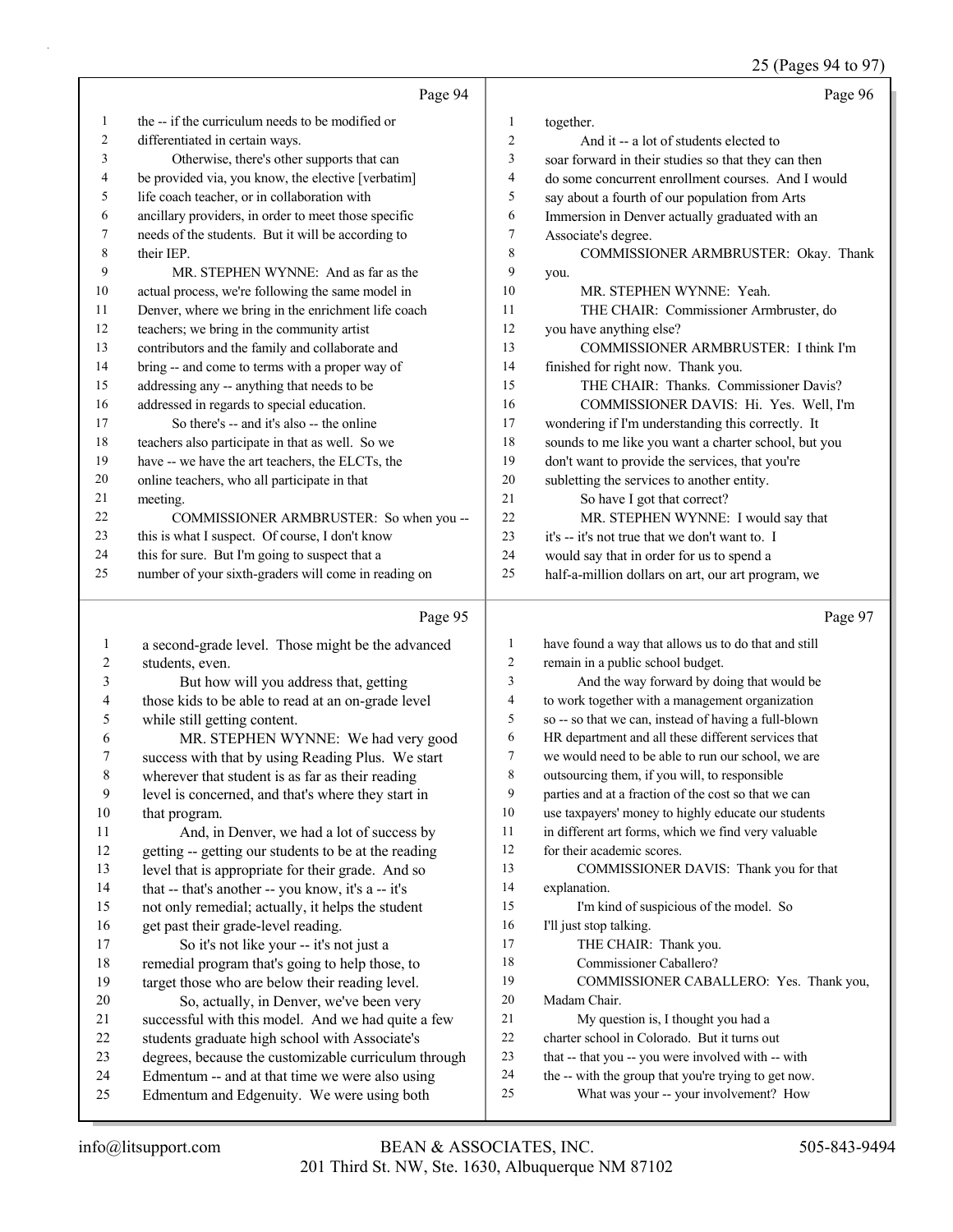Page 94

1 the -- if the curriculum needs to be modified or
2 differentiated in certain ways.
3 Otherwise, there's other supports that can
4 be provided via, you know, the elective [verbatim]
5 life coach teacher, or in collaboration with
6 ancillary providers, in order to meet those specific
7 needs of the students. But it will be according to
8 their IEP.
9 MR. STEPHEN WYNNE: And as far as the
10 actual process, we're following the same model in
11 Denver, where we bring in the enrichment life coach
12 teachers; we bring in the community artist
13 contributors and the family and collaborate and
14 bring -- and come to terms with a proper way of
15 addressing any -- anything that needs to be
16 addressed in regards to special education.
17 So there's -- and it's also -- the online
18 teachers also participate in that as well. So we
19 have -- we have the art teachers, the ELCTs, the
20 online teachers, who all participate in that
21 meeting.
22 COMMISSIONER ARMBRUSTER: So when you --
23 this is what I suspect. Of course, I don't know
24 this for sure. But I'm going to suspect that a
25 number of your sixth-graders will come in reading on

Page 95

1 a second-grade level. Those might be the advanced
2 students, even.
3 But how will you address that, getting
4 those kids to be able to read at an on-grade level
5 while still getting content.
6 MR. STEPHEN WYNNE: We had very good
7 success with that by using Reading Plus. We start
8 wherever that student is as far as their reading
9 level is concerned, and that's where they start in
10 that program.
11 And, in Denver, we had a lot of success by
12 getting -- getting our students to be at the reading
13 level that is appropriate for their grade. And so
14 that -- that's another -- you know, it's a -- it's
15 not only remedial; actually, it helps the student
16 get past their grade-level reading.
17 So it's not like your -- it's not just a
18 remedial program that's going to help those, to
19 target those who are below their reading level.
20 So, actually, in Denver, we've been very
21 successful with this model. And we had quite a few
22 students graduate high school with Associate's
23 degrees, because the customizable curriculum through
24 Edmentum -- and at that time we were also using
25 Edmentum and Edgenuity. We were using both

Page 96

1 together.
2 And it -- a lot of students elected to
3 soar forward in their studies so that they can then
4 do some concurrent enrollment courses. And I would
5 say about a fourth of our population from Arts
6 Immersion in Denver actually graduated with an
7 Associate's degree.
8 COMMISSIONER ARMBRUSTER: Okay. Thank
9 you.
10 MR. STEPHEN WYNNE: Yeah.
11 THE CHAIR: Commissioner Armbruster, do
12 you have anything else?
13 COMMISSIONER ARMBRUSTER: I think I'm
14 finished for right now. Thank you.
15 THE CHAIR: Thanks. Commissioner Davis?
16 COMMISSIONER DAVIS: Hi. Yes. Well, I'm
17 wondering if I'm understanding this correctly. It
18 sounds to me like you want a charter school, but you
19 don't want to provide the services, that you're
20 subletting the services to another entity.
21 So have I got that correct?
22 MR. STEPHEN WYNNE: I would say that
23 it's -- it's not true that we don't want to. I
24 would say that in order for us to spend a
25 half-a-million dollars on art, our art program, we

Page 97

1 have found a way that allows us to do that and still
2 remain in a public school budget.
3 And the way forward by doing that would be
4 to work together with a management organization
5 so -- so that we can, instead of having a full-blown
6 HR department and all these different services that
7 we would need to be able to run our school, we are
8 outsourcing them, if you will, to responsible
9 parties and at a fraction of the cost so that we can
10 use taxpayers' money to highly educate our students
11 in different art forms, which we find very valuable
12 for their academic scores.
13 COMMISSIONER DAVIS: Thank you for that
14 explanation.
15 I'm kind of suspicious of the model. So
16 I'll just stop talking.
17 THE CHAIR: Thank you.
18 Commissioner Caballero?
19 COMMISSIONER CABALLERO: Yes. Thank you,
20 Madam Chair.
21 My question is, I thought you had a
22 charter school in Colorado. But it turns out
23 that -- that you -- you were involved with -- with
24 the -- with the group that you're trying to get now.
25 What was your -- your involvement? How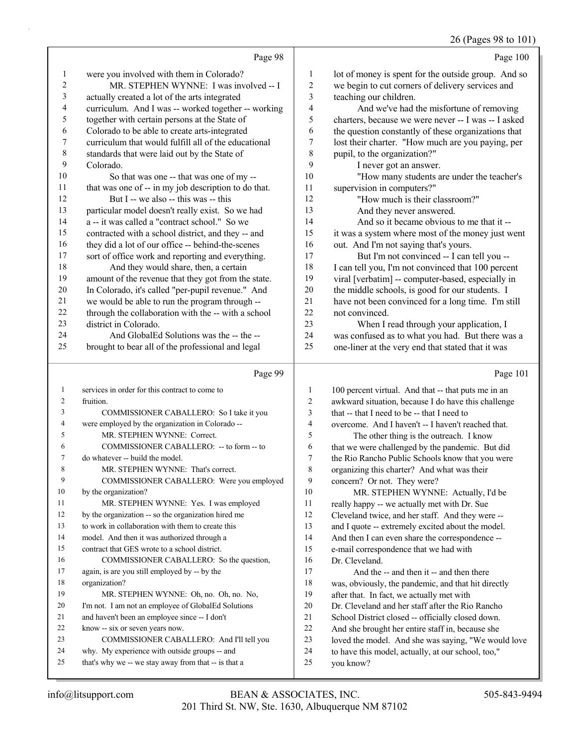Page 98

were you involved with them in Colorado?

MR. STEPHEN WYNNE: I was involved -- I actually created a lot of the arts integrated curriculum. And I was -- worked together -- working together with certain persons at the State of Colorado to be able to create arts-integrated curriculum that would fulfill all of the educational standards that were laid out by the State of Colorado.

So that was one -- that was one of my -- that was one of -- in my job description to do that.

But I -- we also -- this was -- this particular model doesn't really exist. So we had a -- it was called a "contract school." So we contracted with a school district, and they -- and they did a lot of our office -- behind-the-scenes sort of office work and reporting and everything.

And they would share, then, a certain amount of the revenue that they got from the state. In Colorado, it's called "per-pupil revenue." And we would be able to run the program through -- through the collaboration with the -- with a school district in Colorado.

And GlobalEd Solutions was the -- the -- brought to bear all of the professional and legal

Page 99

services in order for this contract to come to fruition.

COMMISSIONER CABALLERO: So I take it you were employed by the organization in Colorado --

MR. STEPHEN WYNNE: Correct.

COMMISSIONER CABALLERO: -- to form -- to do whatever -- build the model.

MR. STEPHEN WYNNE: That's correct.

COMMISSIONER CABALLERO: Were you employed by the organization?

MR. STEPHEN WYNNE: Yes. I was employed by the organization -- so the organization hired me to work in collaboration with them to create this model. And then it was authorized through a contract that GES wrote to a school district.

COMMISSIONER CABALLERO: So the question, again, is are you still employed by -- by the organization?

MR. STEPHEN WYNNE: Oh, no. Oh, no. No, I'm not. I am not an employee of GlobalEd Solutions and haven't been an employee since -- I don't know -- six or seven years now.

COMMISSIONER CABALLERO: And I'll tell you why. My experience with outside groups -- and that's why we -- we stay away from that -- is that a

Page 100

lot of money is spent for the outside group. And so we begin to cut corners of delivery services and teaching our children.

And we've had the misfortune of removing charters, because we were never -- I was -- I asked the question constantly of these organizations that lost their charter. "How much are you paying, per pupil, to the organization?"

I never got an answer.

"How many students are under the teacher's supervision in computers?"

"How much is their classroom?"

And they never answered.

And so it became obvious to me that it -- it was a system where most of the money just went out. And I'm not saying that's yours.

But I'm not convinced -- I can tell you -- I can tell you, I'm not convinced that 100 percent viral [verbatim] -- computer-based, especially in the middle schools, is good for our students. I have not been convinced for a long time. I'm still not convinced.

When I read through your application, I was confused as to what you had. But there was a one-liner at the very end that stated that it was

Page 101

100 percent virtual. And that -- that puts me in an awkward situation, because I do have this challenge that -- that I need to be -- that I need to overcome. And I haven't -- I haven't reached that.

The other thing is the outreach. I know that we were challenged by the pandemic. But did the Rio Rancho Public Schools know that you were organizing this charter? And what was their concern? Or not. They were?

MR. STEPHEN WYNNE: Actually, I'd be really happy -- we actually met with Dr. Sue Cleveland twice, and her staff. And they were -- and I quote -- extremely excited about the model. And then I can even share the correspondence -- e-mail correspondence that we had with Dr. Cleveland.

And the -- and then it -- and then there was, obviously, the pandemic, and that hit directly after that. In fact, we actually met with Dr. Cleveland and her staff after the Rio Rancho School District closed -- officially closed down. And she brought her entire staff in, because she loved the model. And she was saying, "We would love to have this model, actually, at our school, too," you know?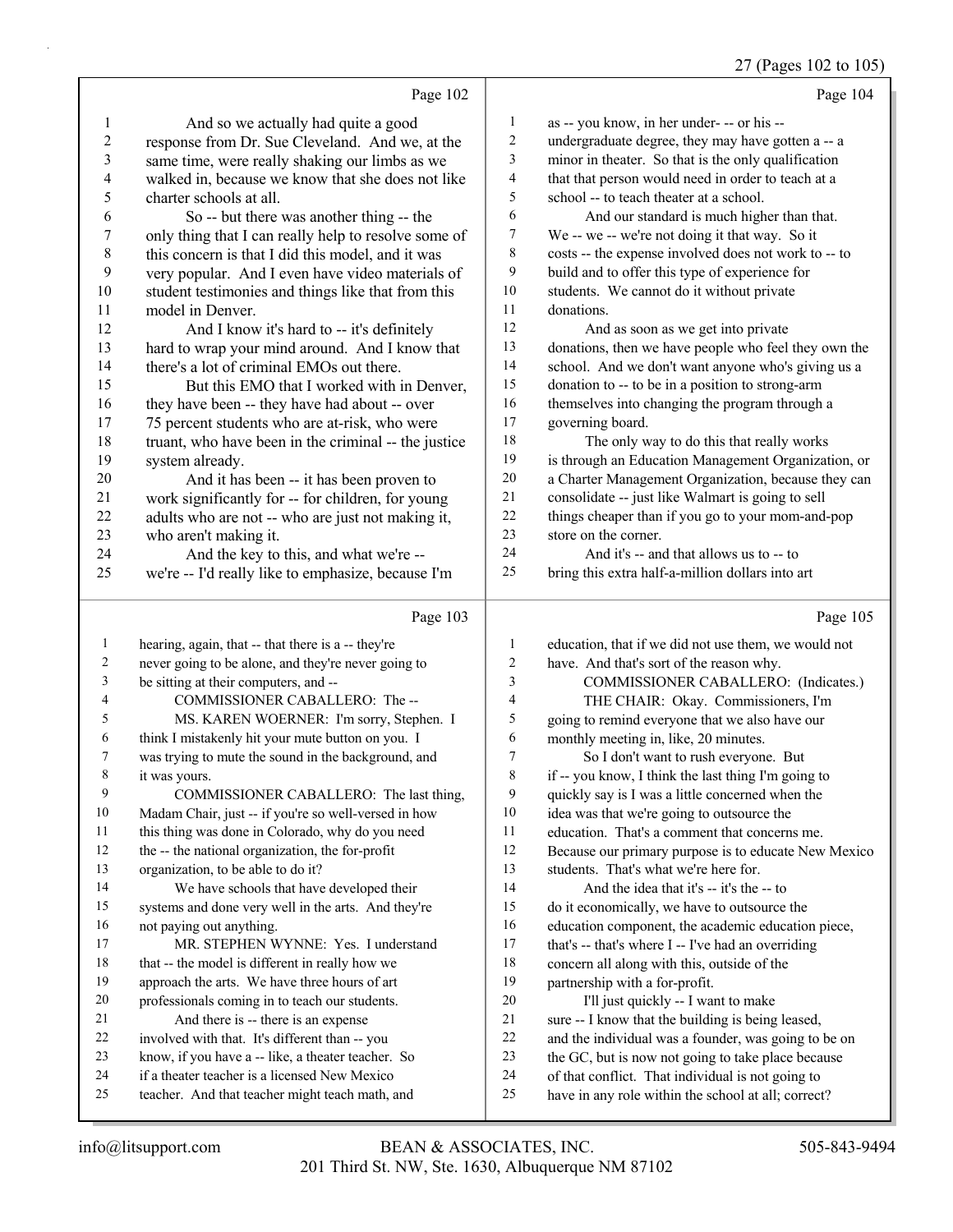Page 102

1 And so we actually had quite a good
2 response from Dr. Sue Cleveland. And we, at the
3 same time, were really shaking our limbs as we
4 walked in, because we know that she does not like
5 charter schools at all.
6 So -- but there was another thing -- the
7 only thing that I can really help to resolve some of
8 this concern is that I did this model, and it was
9 very popular. And I even have video materials of
10 student testimonies and things like that from this
11 model in Denver.
12 And I know it's hard to -- it's definitely
13 hard to wrap your mind around. And I know that
14 there's a lot of criminal EMOs out there.
15 But this EMO that I worked with in Denver,
16 they have been -- they have had about -- over
17 75 percent students who are at-risk, who were
18 truant, who have been in the criminal -- the justice
19 system already.
20 And it has been -- it has been proven to
21 work significantly for -- for children, for young
22 adults who are not -- who are just not making it,
23 who aren't making it.
24 And the key to this, and what we're --
25 we're -- I'd really like to emphasize, because I'm

Page 103

1 hearing, again, that -- that there is a -- they're
2 never going to be alone, and they're never going to
3 be sitting at their computers, and --
4 COMMISSIONER CABALLERO: The --
5 MS. KAREN WOERNER: I'm sorry, Stephen. I
6 think I mistakenly hit your mute button on you. I
7 was trying to mute the sound in the background, and
8 it was yours.
9 COMMISSIONER CABALLERO: The last thing,
10 Madam Chair, just -- if you're so well-versed in how
11 this thing was done in Colorado, why do you need
12 the -- the national organization, the for-profit
13 organization, to be able to do it?
14 We have schools that have developed their
15 systems and done very well in the arts. And they're
16 not paying out anything.
17 MR. STEPHEN WYNNE: Yes. I understand
18 that -- the model is different in really how we
19 approach the arts. We have three hours of art
20 professionals coming in to teach our students.
21 And there is -- there is an expense
22 involved with that. It's different than -- you
23 know, if you have a -- like, a theater teacher. So
24 if a theater teacher is a licensed New Mexico
25 teacher. And that teacher might teach math, and

Page 104

1 as -- you know, in her under- -- or his --
2 undergraduate degree, they may have gotten a -- a
3 minor in theater. So that is the only qualification
4 that that person would need in order to teach at a
5 school -- to teach theater at a school.
6 And our standard is much higher than that.
7 We -- we -- we're not doing it that way. So it
8 costs -- the expense involved does not work to -- to
9 build and to offer this type of experience for
10 students. We cannot do it without private
11 donations.
12 And as soon as we get into private
13 donations, then we have people who feel they own the
14 school. And we don't want anyone who's giving us a
15 donation to -- to be in a position to strong-arm
16 themselves into changing the program through a
17 governing board.
18 The only way to do this that really works
19 is through an Education Management Organization, or
20 a Charter Management Organization, because they can
21 consolidate -- just like Walmart is going to sell
22 things cheaper than if you go to your mom-and-pop
23 store on the corner.
24 And it's -- and that allows us to -- to
25 bring this extra half-a-million dollars into art

Page 105

1 education, that if we did not use them, we would not
2 have. And that's sort of the reason why.
3 COMMISSIONER CABALLERO: (Indicates.)
4 THE CHAIR: Okay. Commissioners, I'm
5 going to remind everyone that we also have our
6 monthly meeting in, like, 20 minutes.
7 So I don't want to rush everyone. But
8 if -- you know, I think the last thing I'm going to
9 quickly say is I was a little concerned when the
10 idea was that we're going to outsource the
11 education. That's a comment that concerns me.
12 Because our primary purpose is to educate New Mexico
13 students. That's what we're here for.
14 And the idea that it's -- it's the -- to
15 do it economically, we have to outsource the
16 education component, the academic education piece,
17 that's -- that's where I -- I've had an overriding
18 concern all along with this, outside of the
19 partnership with a for-profit.
20 I'll just quickly -- I want to make
21 sure -- I know that the building is being leased,
22 and the individual was a founder, was going to be on
23 the GC, but is now not going to take place because
24 of that conflict. That individual is not going to
25 have in any role within the school at all; correct?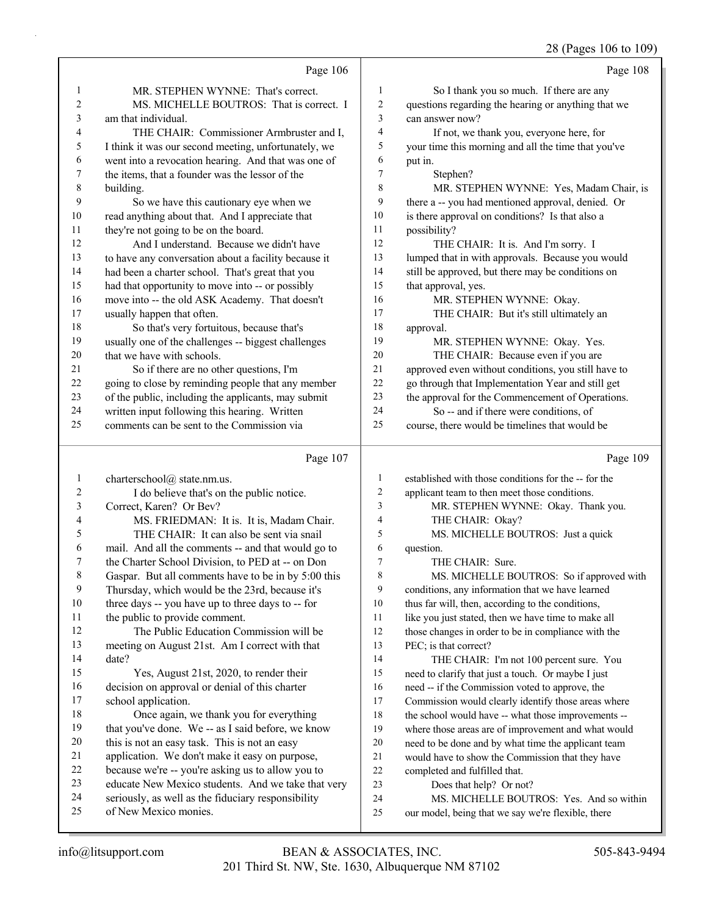Page 106

1 MR. STEPHEN WYNNE: That's correct.
2 MS. MICHELLE BOUTROS: That is correct. I
3 am that individual.
4 THE CHAIR: Commissioner Armbruster and I,
5 I think it was our second meeting, unfortunately, we
6 went into a revocation hearing. And that was one of
7 the items, that a founder was the lessor of the
8 building.
9 So we have this cautionary eye when we
10 read anything about that. And I appreciate that
11 they're not going to be on the board.
12 And I understand. Because we didn't have
13 to have any conversation about a facility because it
14 had been a charter school. That's great that you
15 had that opportunity to move into -- or possibly
16 move into -- the old ASK Academy. That doesn't
17 usually happen that often.
18 So that's very fortuitous, because that's
19 usually one of the challenges -- biggest challenges
20 that we have with schools.
21 So if there are no other questions, I'm
22 going to close by reminding people that any member
23 of the public, including the applicants, may submit
24 written input following this hearing. Written
25 comments can be sent to the Commission via

Page 107

1 charterschool@ state.nm.us.
2 I do believe that's on the public notice.
3 Correct, Karen? Or Bev?
4 MS. FRIEDMAN: It is. It is, Madam Chair.
5 THE CHAIR: It can also be sent via snail
6 mail. And all the comments -- and that would go to
7 the Charter School Division, to PED at -- on Don
8 Gaspar. But all comments have to be in by 5:00 this
9 Thursday, which would be the 23rd, because it's
10 three days -- you have up to three days to -- for
11 the public to provide comment.
12 The Public Education Commission will be
13 meeting on August 21st. Am I correct with that
14 date?
15 Yes, August 21st, 2020, to render their
16 decision on approval or denial of this charter
17 school application.
18 Once again, we thank you for everything
19 that you've done. We -- as I said before, we know
20 this is not an easy task. This is not an easy
21 application. We don't make it easy on purpose,
22 because we're -- you're asking us to allow you to
23 educate New Mexico students. And we take that very
24 seriously, as well as the fiduciary responsibility
25 of New Mexico monies.

Page 108

1 So I thank you so much. If there are any
2 questions regarding the hearing or anything that we
3 can answer now?
4 If not, we thank you, everyone here, for
5 your time this morning and all the time that you've
6 put in.
7 Stephen?
8 MR. STEPHEN WYNNE: Yes, Madam Chair, is
9 there a -- you had mentioned approval, denied. Or
10 is there approval on conditions? Is that also a
11 possibility?
12 THE CHAIR: It is. And I'm sorry. I
13 lumped that in with approvals. Because you would
14 still be approved, but there may be conditions on
15 that approval, yes.
16 MR. STEPHEN WYNNE: Okay.
17 THE CHAIR: But it's still ultimately an
18 approval.
19 MR. STEPHEN WYNNE: Okay. Yes.
20 THE CHAIR: Because even if you are
21 approved even without conditions, you still have to
22 go through that Implementation Year and still get
23 the approval for the Commencement of Operations.
24 So -- and if there were conditions, of
25 course, there would be timelines that would be

Page 109

1 established with those conditions for the -- for the
2 applicant team to then meet those conditions.
3 MR. STEPHEN WYNNE: Okay. Thank you.
4 THE CHAIR: Okay?
5 MS. MICHELLE BOUTROS: Just a quick
6 question.
7 THE CHAIR: Sure.
8 MS. MICHELLE BOUTROS: So if approved with
9 conditions, any information that we have learned
10 thus far will, then, according to the conditions,
11 like you just stated, then we have time to make all
12 those changes in order to be in compliance with the
13 PEC; is that correct?
14 THE CHAIR: I'm not 100 percent sure. You
15 need to clarify that just a touch. Or maybe I just
16 need -- if the Commission voted to approve, the
17 Commission would clearly identify those areas where
18 the school would have -- what those improvements --
19 where those areas are of improvement and what would
20 need to be done and by what time the applicant team
21 would have to show the Commission that they have
22 completed and fulfilled that.
23 Does that help? Or not?
24 MS. MICHELLE BOUTROS: Yes. And so within
25 our model, being that we say we're flexible, there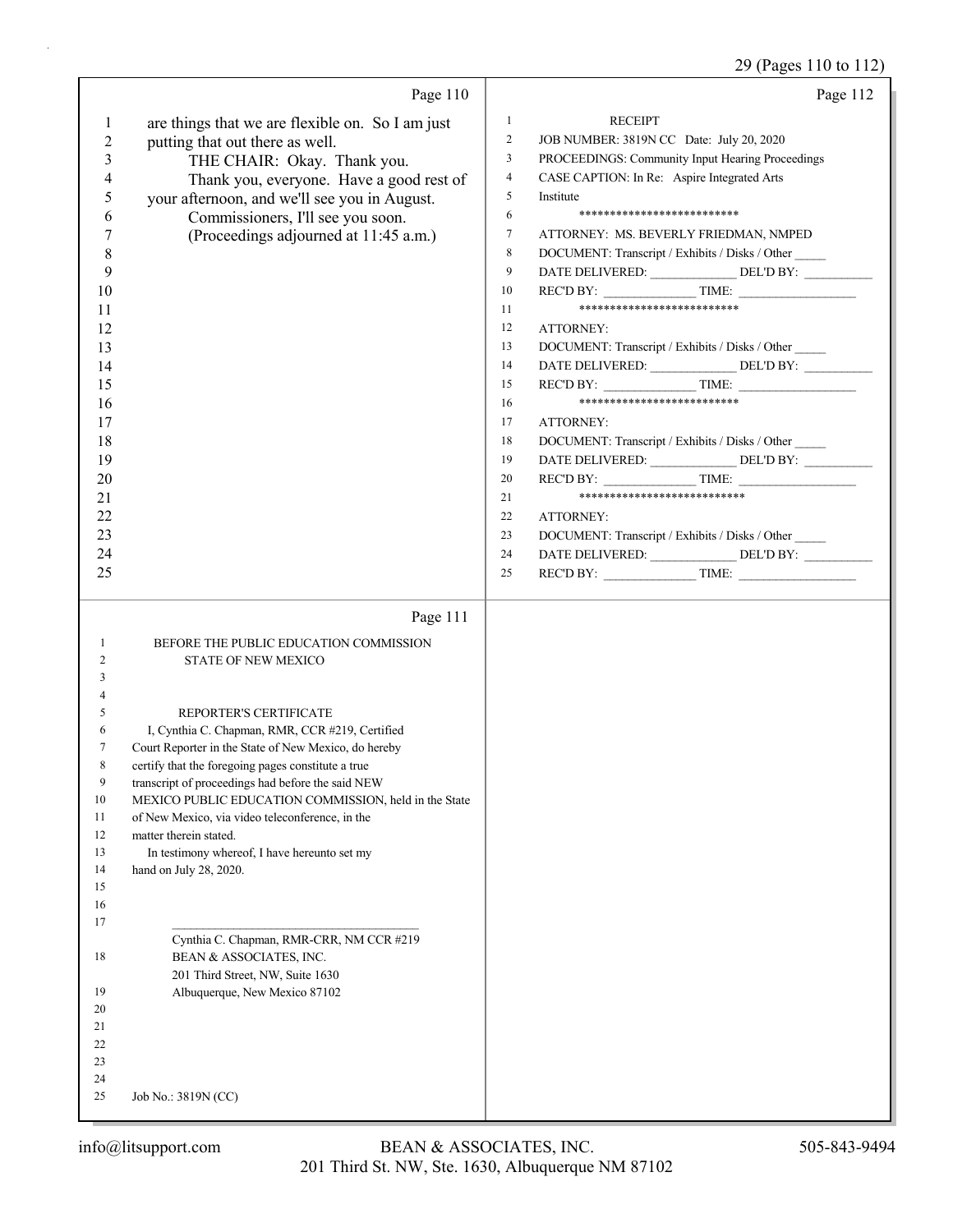Page 110

1 are things that we are flexible on. So I am just
2 putting that out there as well.
3 THE CHAIR: Okay. Thank you.
4 Thank you, everyone. Have a good rest of
5 your afternoon, and we'll see you in August.
6 Commissioners, I'll see you soon.
7 (Proceedings adjourned at 11:45 a.m.)
8
9
10
11
12
13
14
15
16
17
18
19
20
21
22
23
24
25

Page 111

1 BEFORE THE PUBLIC EDUCATION COMMISSION
2 STATE OF NEW MEXICO
3
4
5 REPORTER'S CERTIFICATE
6 I, Cynthia C. Chapman, RMR, CCR #219, Certified
7 Court Reporter in the State of New Mexico, do hereby
8 certify that the foregoing pages constitute a true
9 transcript of proceedings had before the said NEW
10 MEXICO PUBLIC EDUCATION COMMISSION, held in the State
11 of New Mexico, via video teleconference, in the
12 matter therein stated.
13 In testimony whereof, I have hereunto set my
14 hand on July 28, 2020.
15
16
17 ______________________________________
Cynthia C. Chapman, RMR-CRR, NM CCR #219
18 BEAN & ASSOCIATES, INC.
201 Third Street, NW, Suite 1630
19 Albuquerque, New Mexico 87102
20
21
22
23
24
25 Job No.: 3819N (CC)

Page 112

1 RECEIPT
2 JOB NUMBER: 3819N CC Date: July 20, 2020
3 PROCEEDINGS: Community Input Hearing Proceedings
4 CASE CAPTION: In Re: Aspire Integrated Arts
5 Institute
6 **************************
7 ATTORNEY: MS. BEVERLY FRIEDMAN, NMPED
8 DOCUMENT: Transcript / Exhibits / Disks / Other _____
9 DATE DELIVERED: _____________ DEL'D BY: __________
10 REC'D BY: ______________ TIME: __________________
11 **************************
12 ATTORNEY:
13 DOCUMENT: Transcript / Exhibits / Disks / Other _____
14 DATE DELIVERED: _____________ DEL'D BY: __________
15 REC'D BY: ______________ TIME: __________________
16 **************************
17 ATTORNEY:
18 DOCUMENT: Transcript / Exhibits / Disks / Other _____
19 DATE DELIVERED: _____________ DEL'D BY: __________
20 REC'D BY: ______________ TIME: __________________
21 ***************************
22 ATTORNEY:
23 DOCUMENT: Transcript / Exhibits / Disks / Other _____
24 DATE DELIVERED: _____________ DEL'D BY: __________
25 REC'D BY: ______________ TIME: __________________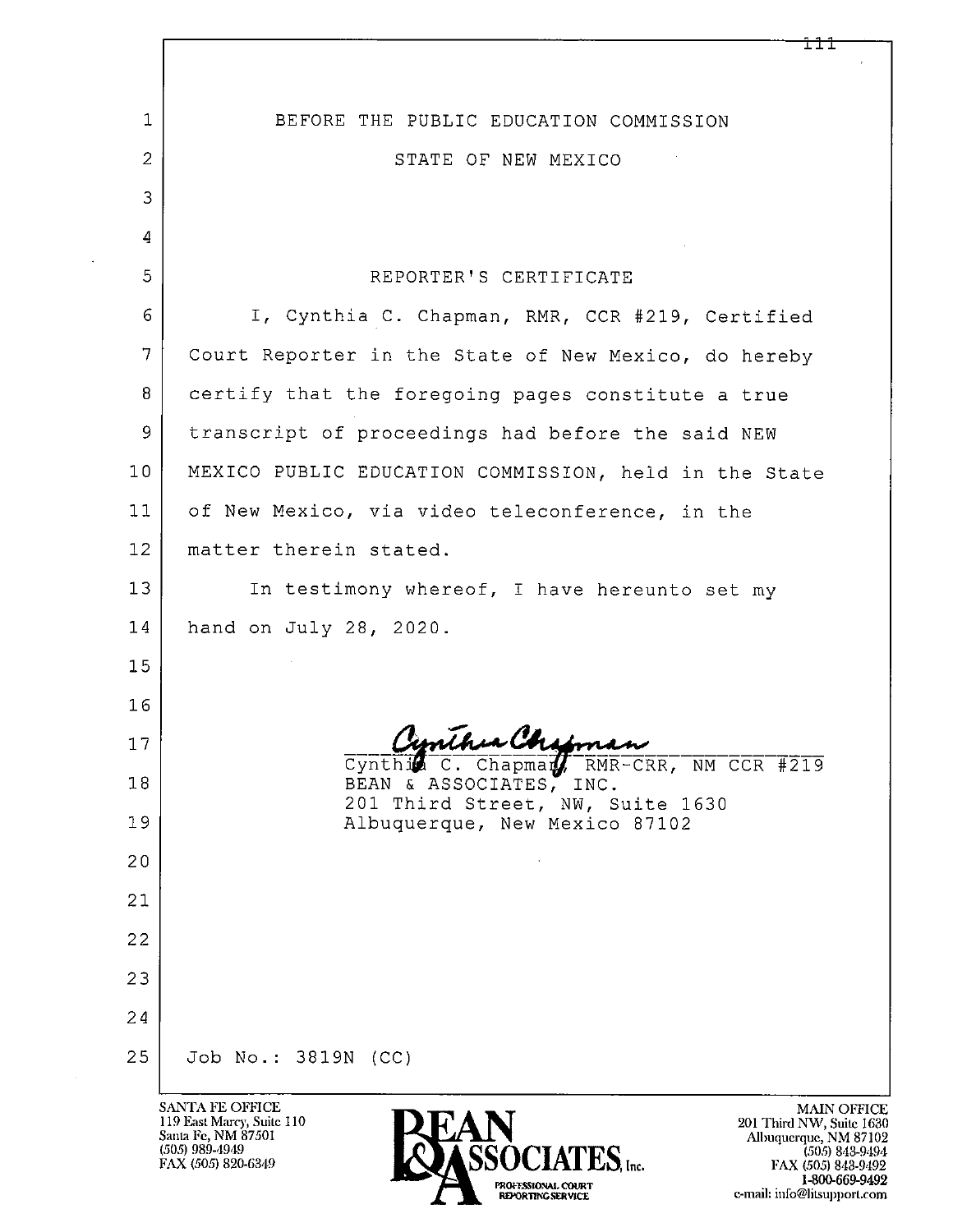BEFORE THE PUBLIC EDUCATION COMMISSION

STATE OF NEW MEXICO

REPORTER'S CERTIFICATE

I, Cynthia C. Chapman, RMR, CCR #219, Certified Court Reporter in the State of New Mexico, do hereby certify that the foregoing pages constitute a true transcript of proceedings had before the said NEW MEXICO PUBLIC EDUCATION COMMISSION, held in the State of New Mexico, via video teleconference, in the matter therein stated.

In testimony whereof, I have hereunto set my hand on July 28, 2020.

Cynthia Chapman

Cynthia C. Chapman, RMR-CRR, NM CCR #219
BEAN & ASSOCIATES, INC.
201 Third Street, NW, Suite 1630
Albuquerque, New Mexico 87102

Job No.: 3819N (CC)

SANTA FE OFFICE
119 East Marcy, Suite 110
Santa Fe, NM 87501
(505) 989-4949
FAX (505) 820-6349

BEAN & ASSOCIATES, Inc.
PROFESSIONAL COURT REPORTING SERVICE

MAIN OFFICE
201 Third NW, Suite 1630
Albuquerque, NM 87102
(505) 843-9494
FAX (505) 843-9492
1-800-669-9492
e-mail: info@litsupport.com